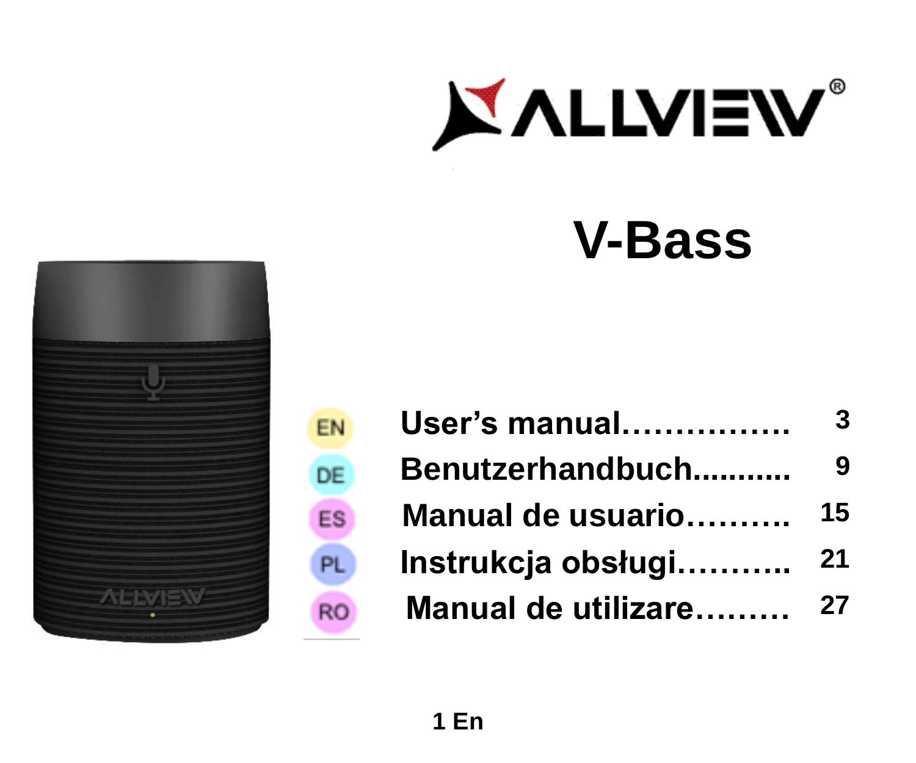ALLVIEW®

# V-Bass

| | | |
|---|---|---|
| EN | User's manual……………. | 3 |
| DE | Benutzerhandbuch........... | 9 |
| ES | Manual de usuario………. | 15 |
| PL | Instrukcja obsługi……….. | 21 |
| RO | Manual de utilizare……… | 27 |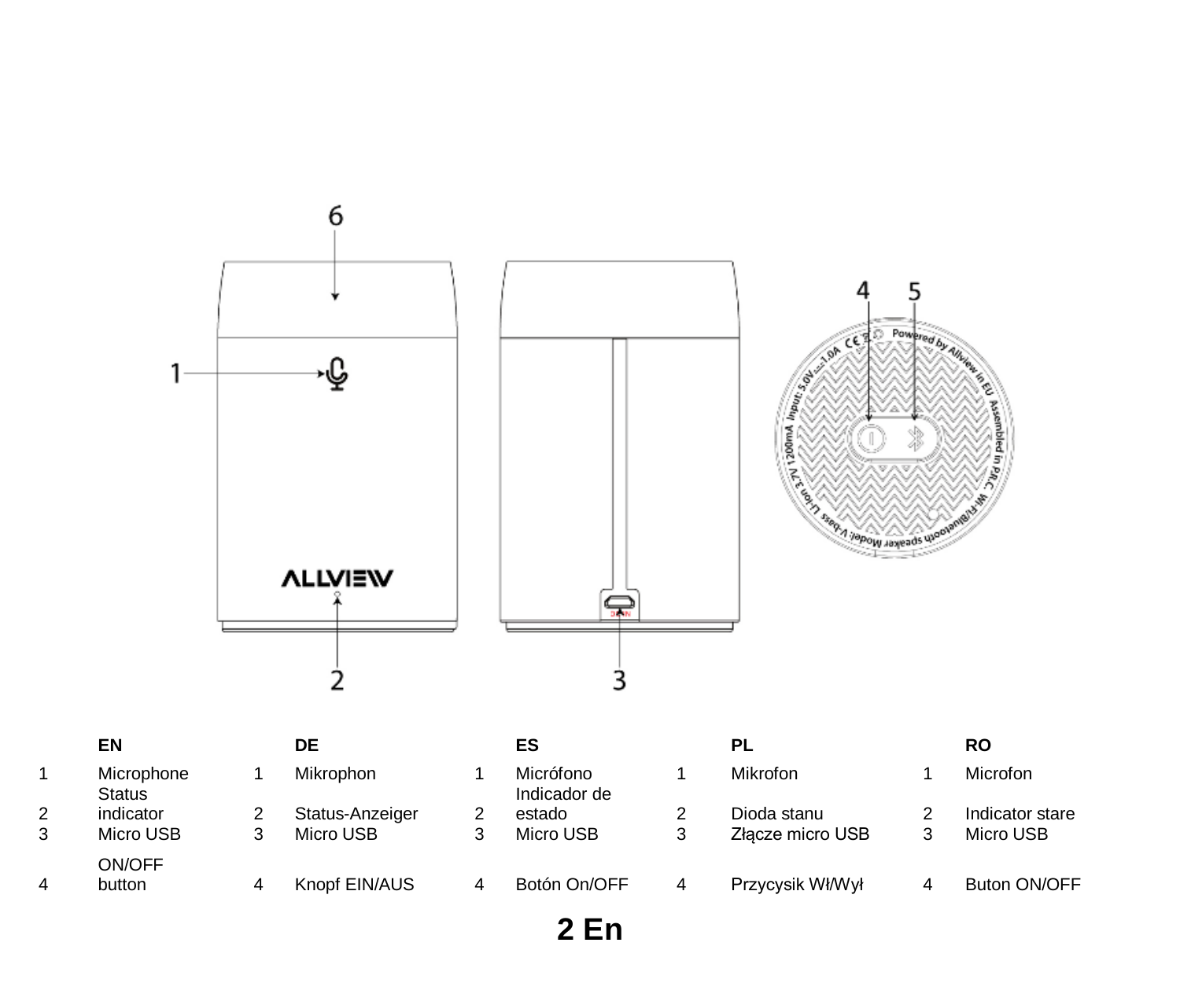|  | EN |  | DE |  | ES |  | PL |  | RO |
|---|---|---|---|---|---|---|---|---|---|
| 1 | Microphone | 1 | Mikrophon | 1 | Micrófono | 1 | Mikrofon | 1 | Microfon |
| 2 | Status indicator | 2 | Status-Anzeiger | 2 | Indicador de estado | 2 | Dioda stanu | 2 | Indicator stare |
| 3 | Micro USB | 3 | Micro USB | 3 | Micro USB | 3 | Złącze micro USB | 3 | Micro USB |
| 4 | ON/OFF button | 4 | Knopf EIN/AUS | 4 | Botón On/OFF | 4 | Przycysik Wł/Wył | 4 | Buton ON/OFF |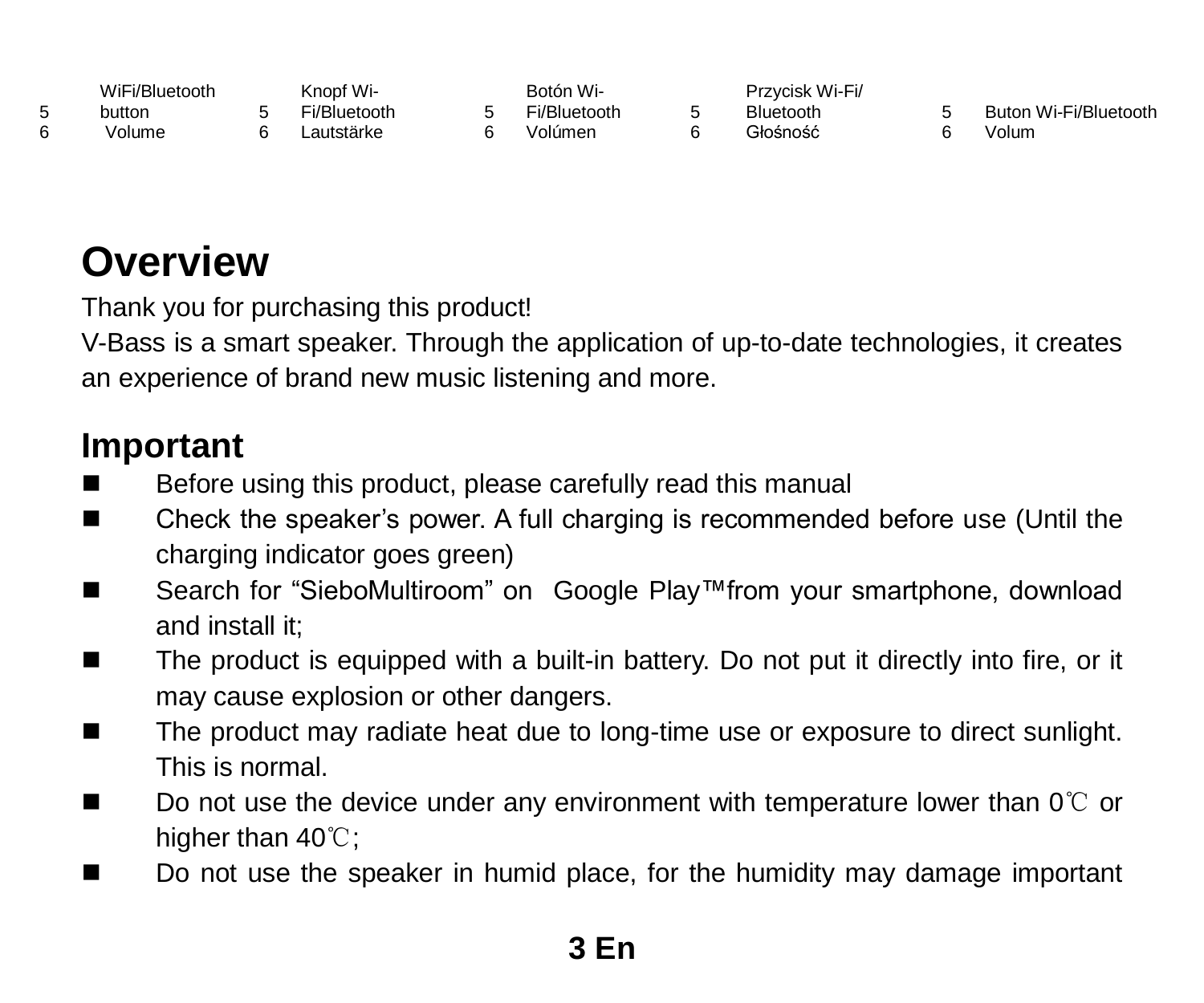| | | | | | | | | | |
|---|---|---|---|---|---|---|---|---|---|
| 5 | WiFi/Bluetooth button | 5 | Knopf Wi-Fi/Bluetooth | 5 | Botón Wi-Fi/Bluetooth | 5 | Przycisk Wi-Fi/ Bluetooth | 5 | Buton Wi-Fi/Bluetooth |
| 6 | Volume | 6 | Lautstärke | 6 | Volúmen | 6 | Głośność | 6 | Volum |

# Overview

Thank you for purchasing this product!

V-Bass is a smart speaker. Through the application of up-to-date technologies, it creates an experience of brand new music listening and more.

# Important

- Before using this product, please carefully read this manual
- Check the speaker's power. A full charging is recommended before use (Until the charging indicator goes green)
- Search for "SieboMultiroom" on Google Play™from your smartphone, download and install it;
- The product is equipped with a built-in battery. Do not put it directly into fire, or it may cause explosion or other dangers.
- The product may radiate heat due to long-time use or exposure to direct sunlight. This is normal.
- Do not use the device under any environment with temperature lower than 0℃ or higher than 40℃;
- Do not use the speaker in humid place, for the humidity may damage important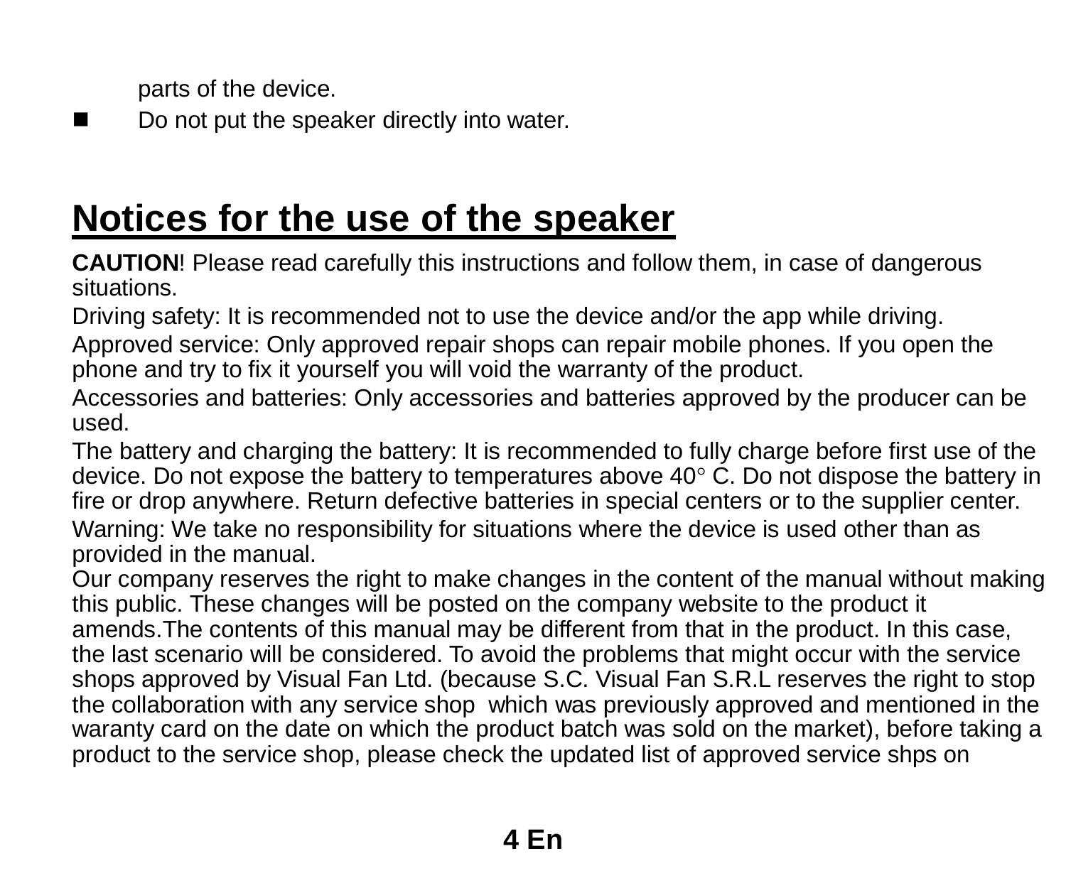parts of the device.

- Do not put the speaker directly into water.

## Notices for the use of the speaker

**CAUTION**! Please read carefully this instructions and follow them, in case of dangerous situations.

Driving safety: It is recommended not to use the device and/or the app while driving.

Approved service: Only approved repair shops can repair mobile phones. If you open the phone and try to fix it yourself you will void the warranty of the product.

Accessories and batteries: Only accessories and batteries approved by the producer can be used.

The battery and charging the battery: It is recommended to fully charge before first use of the device. Do not expose the battery to temperatures above 40° C. Do not dispose the battery in fire or drop anywhere. Return defective batteries in special centers or to the supplier center.

Warning: We take no responsibility for situations where the device is used other than as provided in the manual.

Our company reserves the right to make changes in the content of the manual without making this public. These changes will be posted on the company website to the product it amends.The contents of this manual may be different from that in the product. In this case, the last scenario will be considered. To avoid the problems that might occur with the service shops approved by Visual Fan Ltd. (because S.C. Visual Fan S.R.L reserves the right to stop the collaboration with any service shop which was previously approved and mentioned in the waranty card on the date on which the product batch was sold on the market), before taking a product to the service shop, please check the updated list of approved service shps on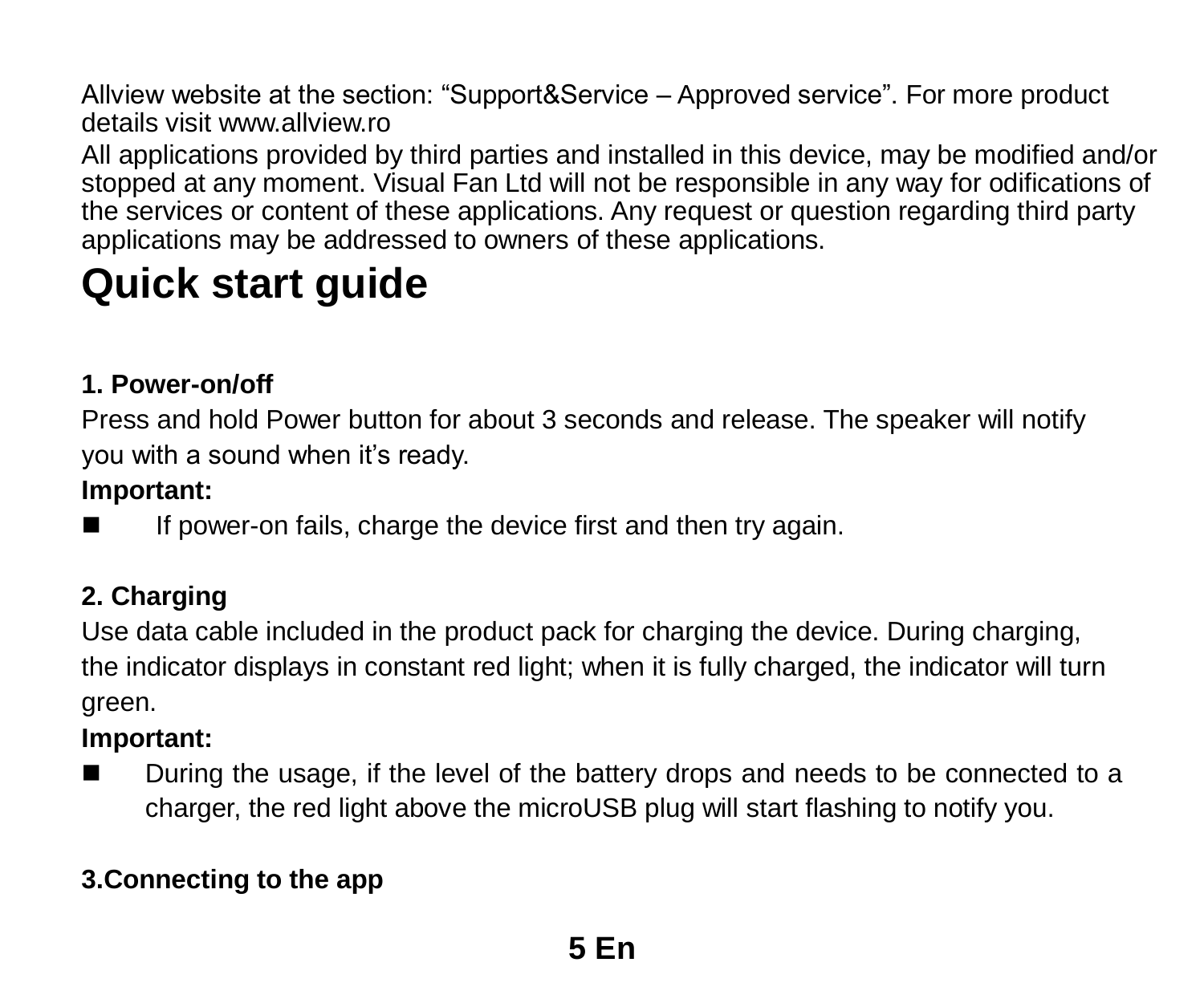Allview website at the section: “Support&Service – Approved service”. For more product details visit www.allview.ro

All applications provided by third parties and installed in this device, may be modified and/or stopped at any moment. Visual Fan Ltd will not be responsible in any way for odifications of the services or content of these applications. Any request or question regarding third party applications may be addressed to owners of these applications.

# Quick start guide

**1. Power-on/off**

Press and hold Power button for about 3 seconds and release. The speaker will notify you with a sound when it’s ready.

**Important:**

- If power-on fails, charge the device first and then try again.

**2. Charging**

Use data cable included in the product pack for charging the device. During charging, the indicator displays in constant red light; when it is fully charged, the indicator will turn green.

**Important:**

- During the usage, if the level of the battery drops and needs to be connected to a charger, the red light above the microUSB plug will start flashing to notify you.

**3.Connecting to the app**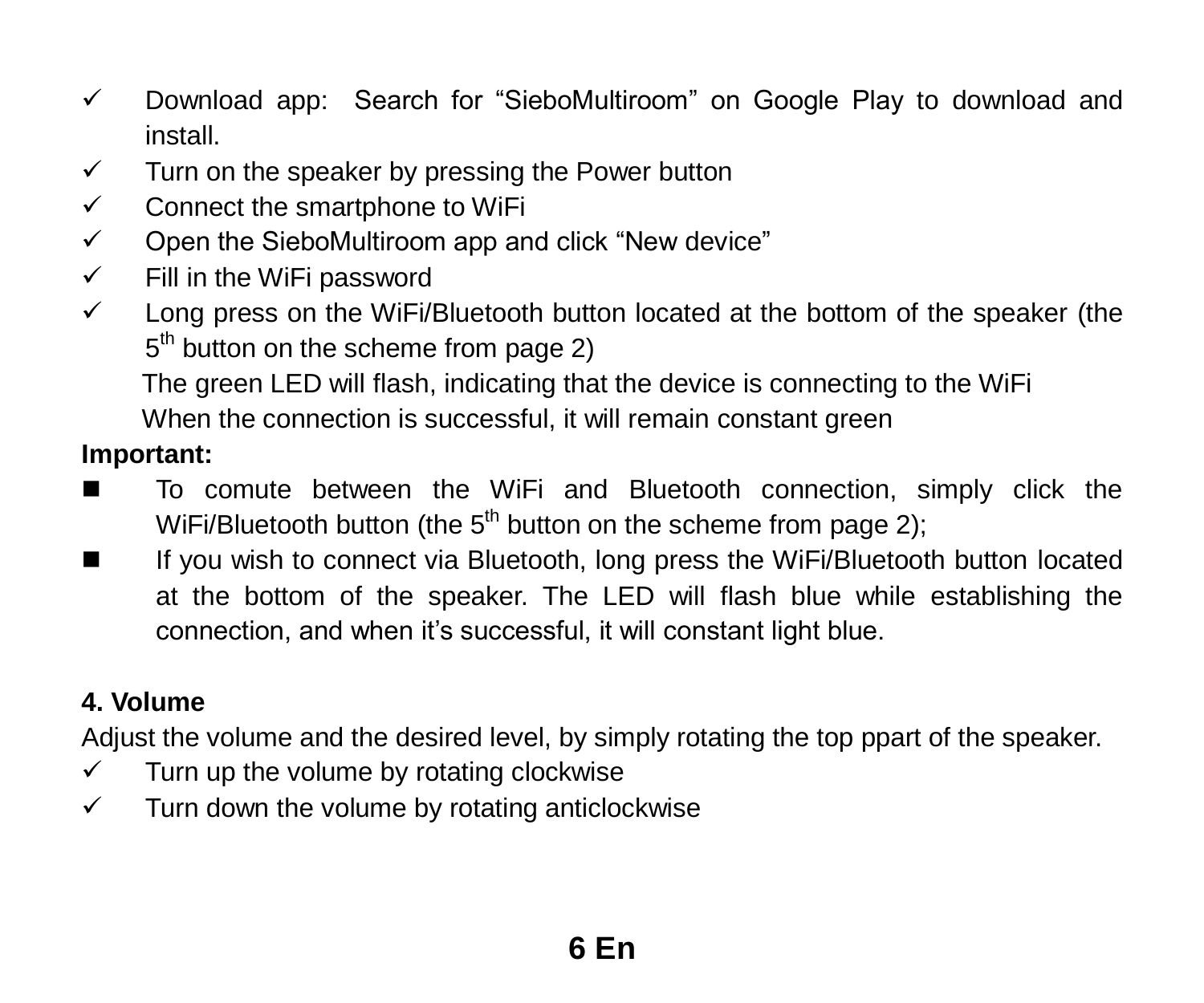- ✓ Download app: Search for "SieboMultiroom" on Google Play to download and install.
- ✓ Turn on the speaker by pressing the Power button
- ✓ Connect the smartphone to WiFi
- ✓ Open the SieboMultiroom app and click "New device"
- ✓ Fill in the WiFi password
- ✓ Long press on the WiFi/Bluetooth button located at the bottom of the speaker (the 5th button on the scheme from page 2)

  The green LED will flash, indicating that the device is connecting to the WiFi

  When the connection is successful, it will remain constant green

**Important:**

- To comute between the WiFi and Bluetooth connection, simply click the WiFi/Bluetooth button (the 5th button on the scheme from page 2);
- If you wish to connect via Bluetooth, long press the WiFi/Bluetooth button located at the bottom of the speaker. The LED will flash blue while establishing the connection, and when it's successful, it will constant light blue.

**4. Volume**

Adjust the volume and the desired level, by simply rotating the top ppart of the speaker.

- ✓ Turn up the volume by rotating clockwise
- ✓ Turn down the volume by rotating anticlockwise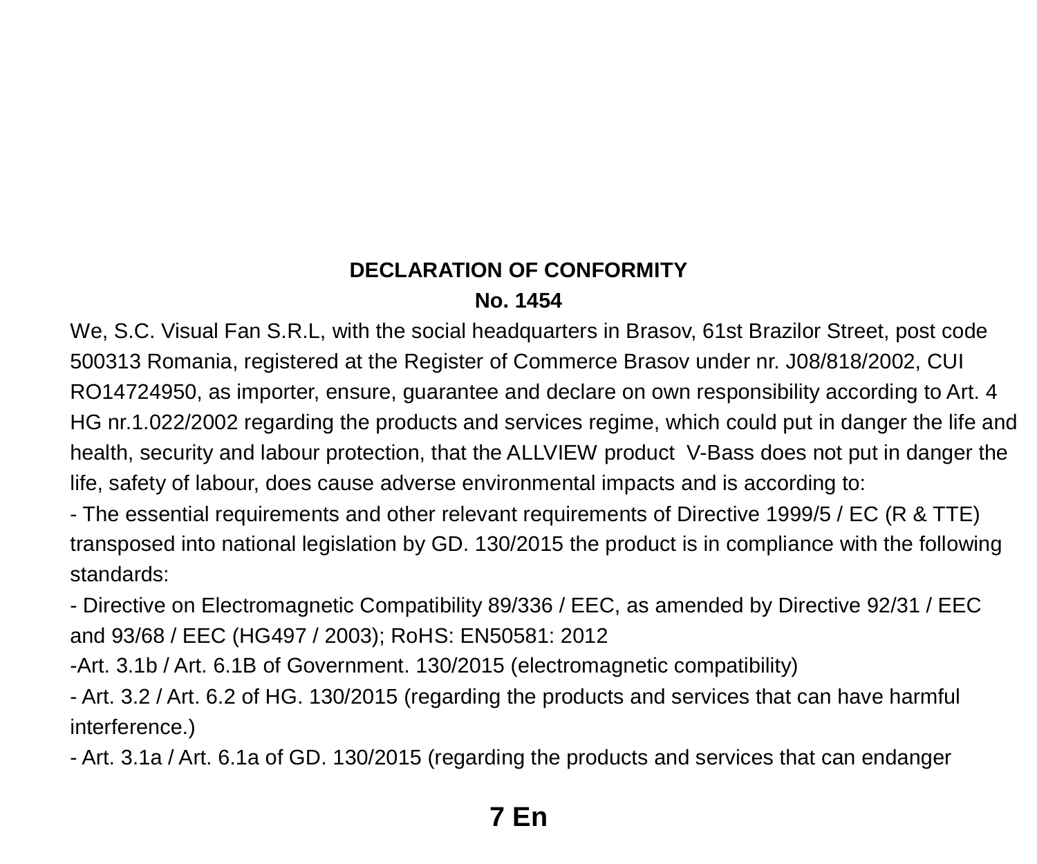**DECLARATION OF CONFORMITY**

**No. 1454**

We, S.C. Visual Fan S.R.L, with the social headquarters in Brasov, 61st Brazilor Street, post code 500313 Romania, registered at the Register of Commerce Brasov under nr. J08/818/2002, CUI RO14724950, as importer, ensure, guarantee and declare on own responsibility according to Art. 4 HG nr.1.022/2002 regarding the products and services regime, which could put in danger the life and health, security and labour protection, that the ALLVIEW product V-Bass does not put in danger the life, safety of labour, does cause adverse environmental impacts and is according to:

- The essential requirements and other relevant requirements of Directive 1999/5 / EC (R & TTE) transposed into national legislation by GD. 130/2015 the product is in compliance with the following standards:
- Directive on Electromagnetic Compatibility 89/336 / EEC, as amended by Directive 92/31 / EEC and 93/68 / EEC (HG497 / 2003); RoHS: EN50581: 2012
- Art. 3.1b / Art. 6.1B of Government. 130/2015 (electromagnetic compatibility)
- Art. 3.2 / Art. 6.2 of HG. 130/2015 (regarding the products and services that can have harmful interference.)
- Art. 3.1a / Art. 6.1a of GD. 130/2015 (regarding the products and services that can endanger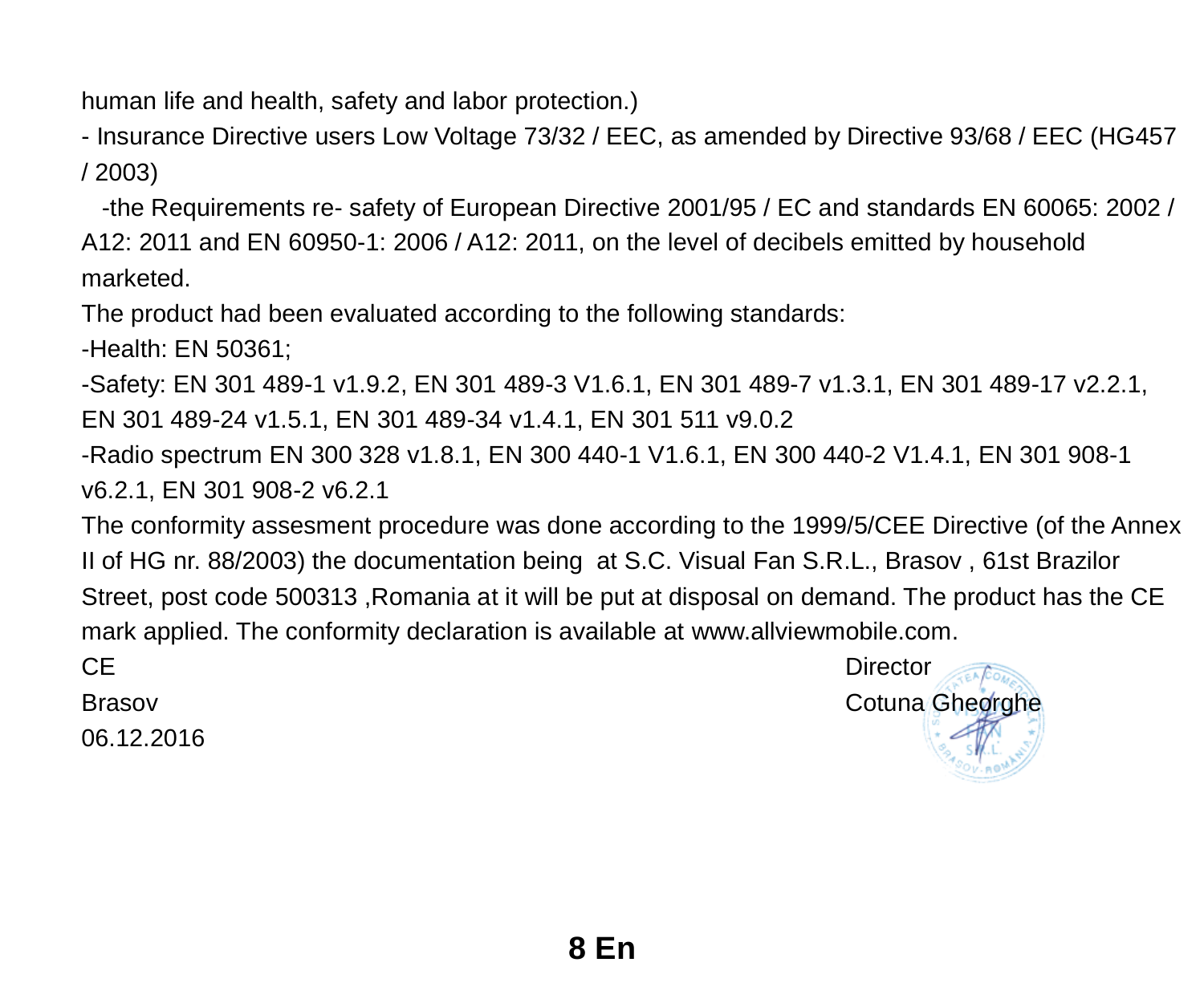human life and health, safety and labor protection.)

- Insurance Directive users Low Voltage 73/32 / EEC, as amended by Directive 93/68 / EEC (HG457 / 2003)

-the Requirements re- safety of European Directive 2001/95 / EC and standards EN 60065: 2002 / A12: 2011 and EN 60950-1: 2006 / A12: 2011, on the level of decibels emitted by household marketed.

The product had been evaluated according to the following standards:

-Health: EN 50361;

-Safety: EN 301 489-1 v1.9.2, EN 301 489-3 V1.6.1, EN 301 489-7 v1.3.1, EN 301 489-17 v2.2.1, EN 301 489-24 v1.5.1, EN 301 489-34 v1.4.1, EN 301 511 v9.0.2

-Radio spectrum EN 300 328 v1.8.1, EN 300 440-1 V1.6.1, EN 300 440-2 V1.4.1, EN 301 908-1 v6.2.1, EN 301 908-2 v6.2.1

The conformity assesment procedure was done according to the 1999/5/CEE Directive (of the Annex II of HG nr. 88/2003) the documentation being at S.C. Visual Fan S.R.L., Brasov , 61st Brazilor Street, post code 500313 ,Romania at it will be put at disposal on demand. The product has the CE mark applied. The conformity declaration is available at www.allviewmobile.com.

CE

Brasov

06.12.2016

Director

Cotuna Gheorghe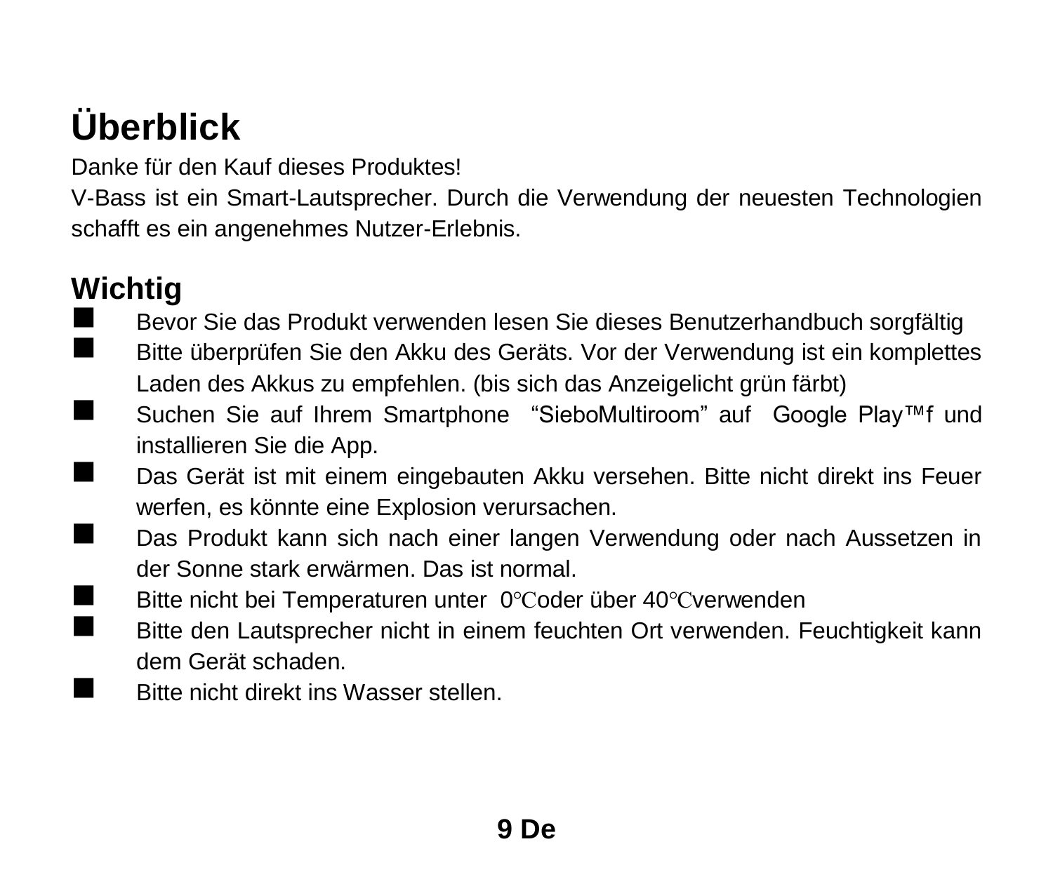# Überblick

Danke für den Kauf dieses Produktes!

V-Bass ist ein Smart-Lautsprecher. Durch die Verwendung der neuesten Technologien schafft es ein angenehmes Nutzer-Erlebnis.

## Wichtig

- Bevor Sie das Produkt verwenden lesen Sie dieses Benutzerhandbuch sorgfältig
- Bitte überprüfen Sie den Akku des Geräts. Vor der Verwendung ist ein komplettes Laden des Akkus zu empfehlen. (bis sich das Anzeigelicht grün färbt)
- Suchen Sie auf Ihrem Smartphone "SieboMultiroom" auf Google Play™f und installieren Sie die App.
- Das Gerät ist mit einem eingebauten Akku versehen. Bitte nicht direkt ins Feuer werfen, es könnte eine Explosion verursachen.
- Das Produkt kann sich nach einer langen Verwendung oder nach Aussetzen in der Sonne stark erwärmen. Das ist normal.
- Bitte nicht bei Temperaturen unter 0℃oder über 40℃verwenden
- Bitte den Lautsprecher nicht in einem feuchten Ort verwenden. Feuchtigkeit kann dem Gerät schaden.
- Bitte nicht direkt ins Wasser stellen.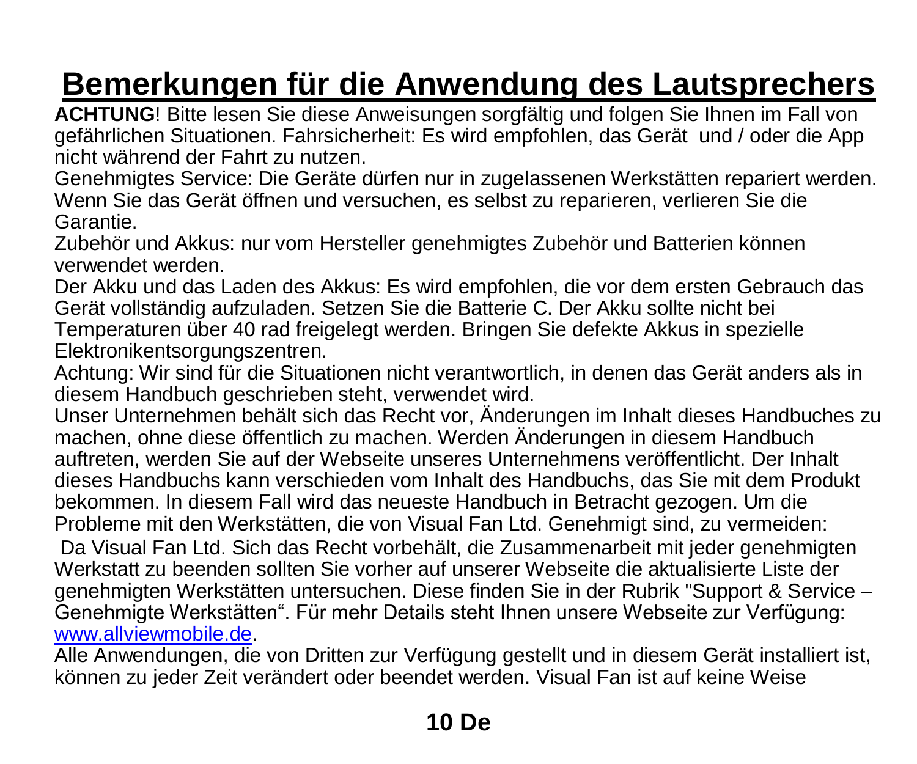# Bemerkungen für die Anwendung des Lautsprechers

**ACHTUNG**! Bitte lesen Sie diese Anweisungen sorgfältig und folgen Sie Ihnen im Fall von gefährlichen Situationen. Fahrsicherheit: Es wird empfohlen, das Gerät und / oder die App nicht während der Fahrt zu nutzen.

Genehmigtes Service: Die Geräte dürfen nur in zugelassenen Werkstätten repariert werden. Wenn Sie das Gerät öffnen und versuchen, es selbst zu reparieren, verlieren Sie die Garantie.

Zubehör und Akkus: nur vom Hersteller genehmigtes Zubehör und Batterien können verwendet werden.

Der Akku und das Laden des Akkus: Es wird empfohlen, die vor dem ersten Gebrauch das Gerät vollständig aufzuladen. Setzen Sie die Batterie C. Der Akku sollte nicht bei Temperaturen über 40 rad freigelegt werden. Bringen Sie defekte Akkus in spezielle Elektronikentsorgungszentren.

Achtung: Wir sind für die Situationen nicht verantwortlich, in denen das Gerät anders als in diesem Handbuch geschrieben steht, verwendet wird.

Unser Unternehmen behält sich das Recht vor, Änderungen im Inhalt dieses Handbuches zu machen, ohne diese öffentlich zu machen. Werden Änderungen in diesem Handbuch auftreten, werden Sie auf der Webseite unseres Unternehmens veröffentlicht. Der Inhalt dieses Handbuchs kann verschieden vom Inhalt des Handbuchs, das Sie mit dem Produkt bekommen. In diesem Fall wird das neueste Handbuch in Betracht gezogen. Um die Probleme mit den Werkstätten, die von Visual Fan Ltd. Genehmigt sind, zu vermeiden:

Da Visual Fan Ltd. Sich das Recht vorbehält, die Zusammenarbeit mit jeder genehmigten Werkstatt zu beenden sollten Sie vorher auf unserer Webseite die aktualisierte Liste der genehmigten Werkstätten untersuchen. Diese finden Sie in der Rubrik "Support & Service – Genehmigte Werkstätten". Für mehr Details steht Ihnen unsere Webseite zur Verfügung: www.allviewmobile.de.

Alle Anwendungen, die von Dritten zur Verfügung gestellt und in diesem Gerät installiert ist, können zu jeder Zeit verändert oder beendet werden. Visual Fan ist auf keine Weise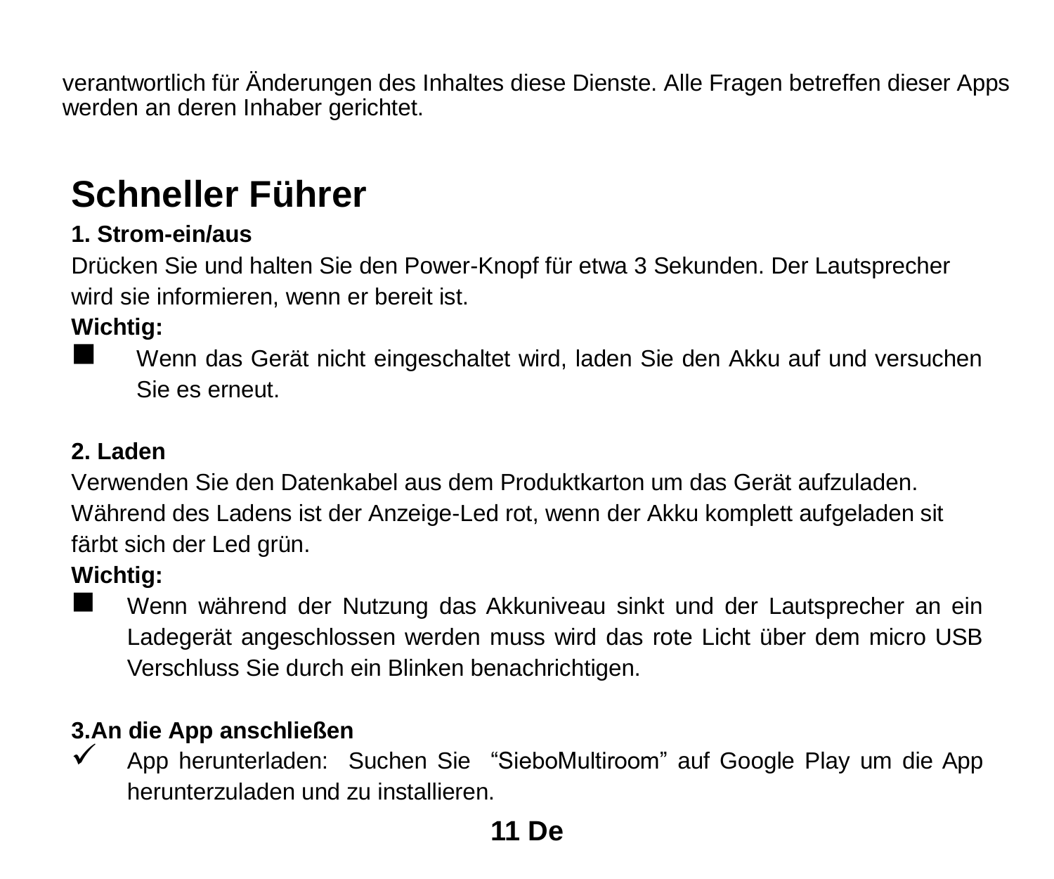verantwortlich für Änderungen des Inhaltes diese Dienste. Alle Fragen betreffen dieser Apps werden an deren Inhaber gerichtet.

# Schneller Führer

**1. Strom-ein/aus**

Drücken Sie und halten Sie den Power-Knopf für etwa 3 Sekunden. Der Lautsprecher wird sie informieren, wenn er bereit ist.

**Wichtig:**

- Wenn das Gerät nicht eingeschaltet wird, laden Sie den Akku auf und versuchen Sie es erneut.

**2. Laden**

Verwenden Sie den Datenkabel aus dem Produktkarton um das Gerät aufzuladen. Während des Ladens ist der Anzeige-Led rot, wenn der Akku komplett aufgeladen sit färbt sich der Led grün.

**Wichtig:**

- Wenn während der Nutzung das Akkuniveau sinkt und der Lautsprecher an ein Ladegerät angeschlossen werden muss wird das rote Licht über dem micro USB Verschluss Sie durch ein Blinken benachrichtigen.

**3.An die App anschließen**

- ✓ App herunterladen: Suchen Sie "SieboMultiroom" auf Google Play um die App herunterzuladen und zu installieren.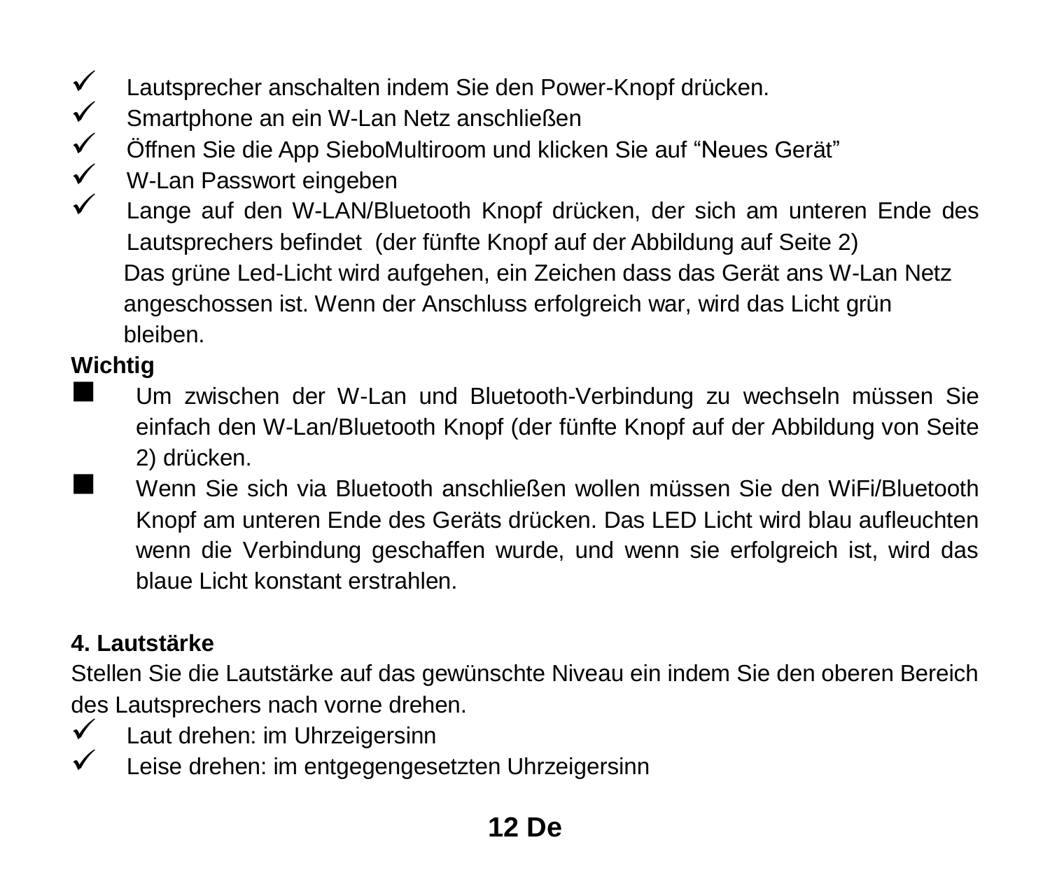- ✓ Lautsprecher anschalten indem Sie den Power-Knopf drücken.
- ✓ Smartphone an ein W-Lan Netz anschließen
- ✓ Öffnen Sie die App SieboMultiroom und klicken Sie auf "Neues Gerät"
- ✓ W-Lan Passwort eingeben
- ✓ Lange auf den W-LAN/Bluetooth Knopf drücken, der sich am unteren Ende des Lautsprechers befindet (der fünfte Knopf auf der Abbildung auf Seite 2)

  Das grüne Led-Licht wird aufgehen, ein Zeichen dass das Gerät ans W-Lan Netz angeschossen ist. Wenn der Anschluss erfolgreich war, wird das Licht grün bleiben.

**Wichtig**

- ■ Um zwischen der W-Lan und Bluetooth-Verbindung zu wechseln müssen Sie einfach den W-Lan/Bluetooth Knopf (der fünfte Knopf auf der Abbildung von Seite 2) drücken.
- ■ Wenn Sie sich via Bluetooth anschließen wollen müssen Sie den WiFi/Bluetooth Knopf am unteren Ende des Geräts drücken. Das LED Licht wird blau aufleuchten wenn die Verbindung geschaffen wurde, und wenn sie erfolgreich ist, wird das blaue Licht konstant erstrahlen.

**4. Lautstärke**

Stellen Sie die Lautstärke auf das gewünschte Niveau ein indem Sie den oberen Bereich des Lautsprechers nach vorne drehen.

- ✓ Laut drehen: im Uhrzeigersinn
- ✓ Leise drehen: im entgegengesetzten Uhrzeigersinn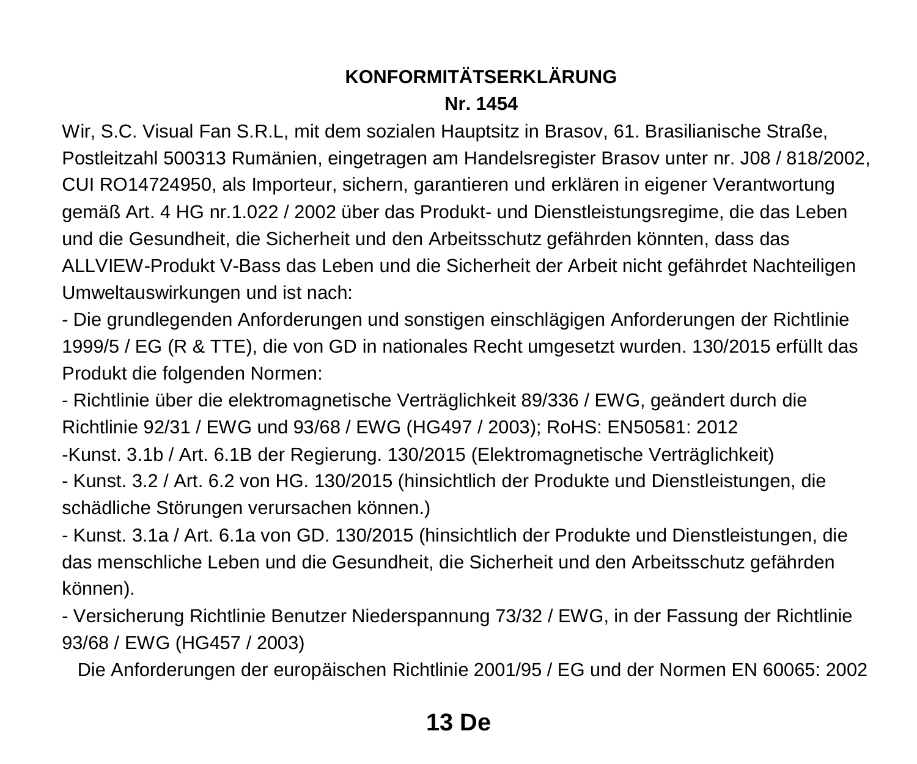**KONFORMITÄTSERKLÄRUNG**

**Nr. 1454**

Wir, S.C. Visual Fan S.R.L, mit dem sozialen Hauptsitz in Brasov, 61. Brasilianische Straße, Postleitzahl 500313 Rumänien, eingetragen am Handelsregister Brasov unter nr. J08 / 818/2002, CUI RO14724950, als Importeur, sichern, garantieren und erklären in eigener Verantwortung gemäß Art. 4 HG nr.1.022 / 2002 über das Produkt- und Dienstleistungsregime, die das Leben und die Gesundheit, die Sicherheit und den Arbeitsschutz gefährden könnten, dass das ALLVIEW-Produkt V-Bass das Leben und die Sicherheit der Arbeit nicht gefährdet Nachteiligen Umweltauswirkungen und ist nach:

- Die grundlegenden Anforderungen und sonstigen einschlägigen Anforderungen der Richtlinie 1999/5 / EG (R & TTE), die von GD in nationales Recht umgesetzt wurden. 130/2015 erfüllt das Produkt die folgenden Normen:
- Richtlinie über die elektromagnetische Verträglichkeit 89/336 / EWG, geändert durch die Richtlinie 92/31 / EWG und 93/68 / EWG (HG497 / 2003); RoHS: EN50581: 2012
- Kunst. 3.1b / Art. 6.1B der Regierung. 130/2015 (Elektromagnetische Verträglichkeit)
- Kunst. 3.2 / Art. 6.2 von HG. 130/2015 (hinsichtlich der Produkte und Dienstleistungen, die schädliche Störungen verursachen können.)
- Kunst. 3.1a / Art. 6.1a von GD. 130/2015 (hinsichtlich der Produkte und Dienstleistungen, die das menschliche Leben und die Gesundheit, die Sicherheit und den Arbeitsschutz gefährden können).
- Versicherung Richtlinie Benutzer Niederspannung 73/32 / EWG, in der Fassung der Richtlinie 93/68 / EWG (HG457 / 2003)

Die Anforderungen der europäischen Richtlinie 2001/95 / EG und der Normen EN 60065: 2002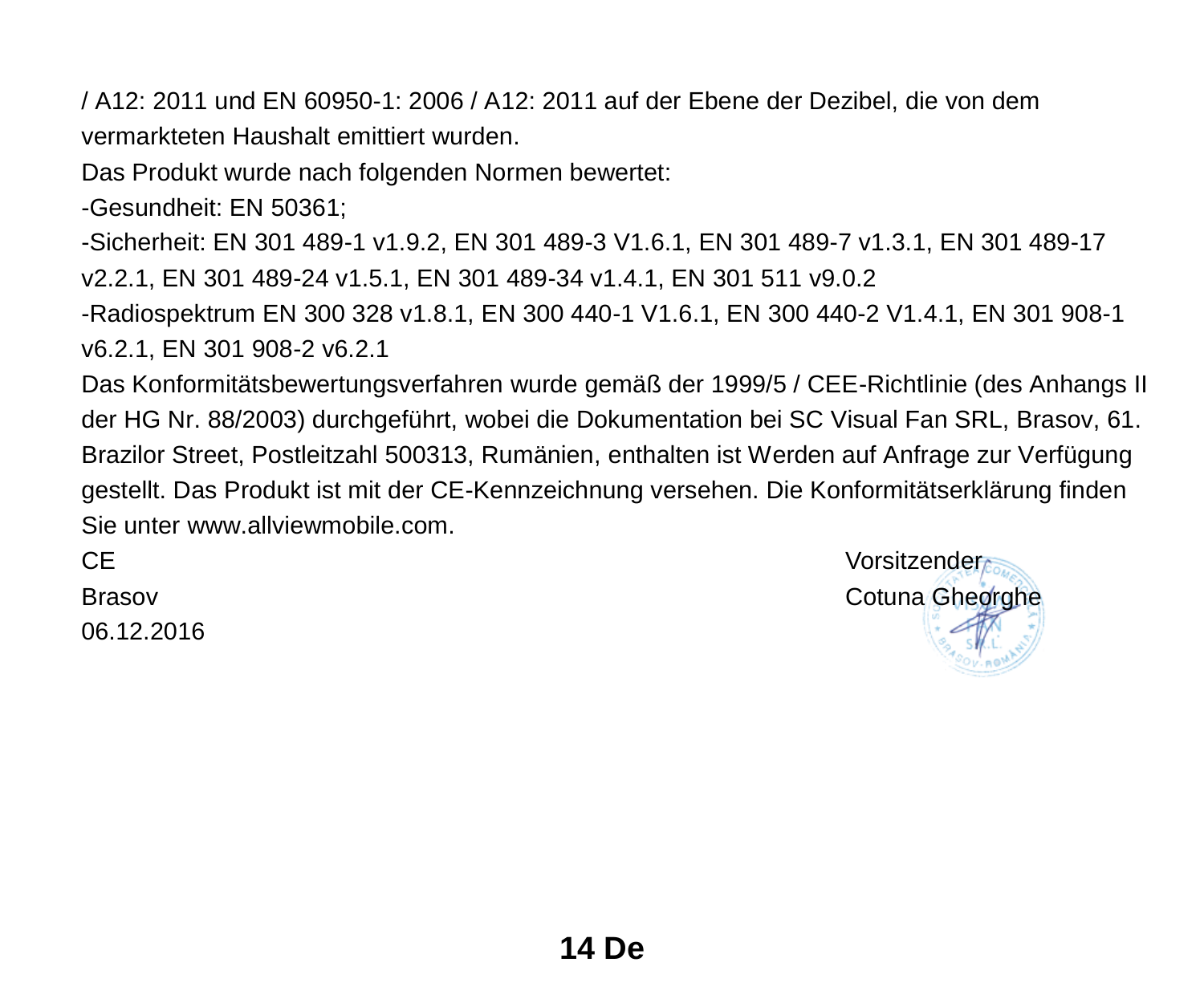/ A12: 2011 und EN 60950-1: 2006 / A12: 2011 auf der Ebene der Dezibel, die von dem vermarkteten Haushalt emittiert wurden.

Das Produkt wurde nach folgenden Normen bewertet:

-Gesundheit: EN 50361;

-Sicherheit: EN 301 489-1 v1.9.2, EN 301 489-3 V1.6.1, EN 301 489-7 v1.3.1, EN 301 489-17 v2.2.1, EN 301 489-24 v1.5.1, EN 301 489-34 v1.4.1, EN 301 511 v9.0.2

-Radiospektrum EN 300 328 v1.8.1, EN 300 440-1 V1.6.1, EN 300 440-2 V1.4.1, EN 301 908-1 v6.2.1, EN 301 908-2 v6.2.1

Das Konformitätsbewertungsverfahren wurde gemäß der 1999/5 / CEE-Richtlinie (des Anhangs II der HG Nr. 88/2003) durchgeführt, wobei die Dokumentation bei SC Visual Fan SRL, Brasov, 61. Brazilor Street, Postleitzahl 500313, Rumänien, enthalten ist Werden auf Anfrage zur Verfügung gestellt. Das Produkt ist mit der CE-Kennzeichnung versehen. Die Konformitätserklärung finden Sie unter www.allviewmobile.com.

CE

Brasov

06.12.2016

Vorsitzender

Cotuna Gheorghe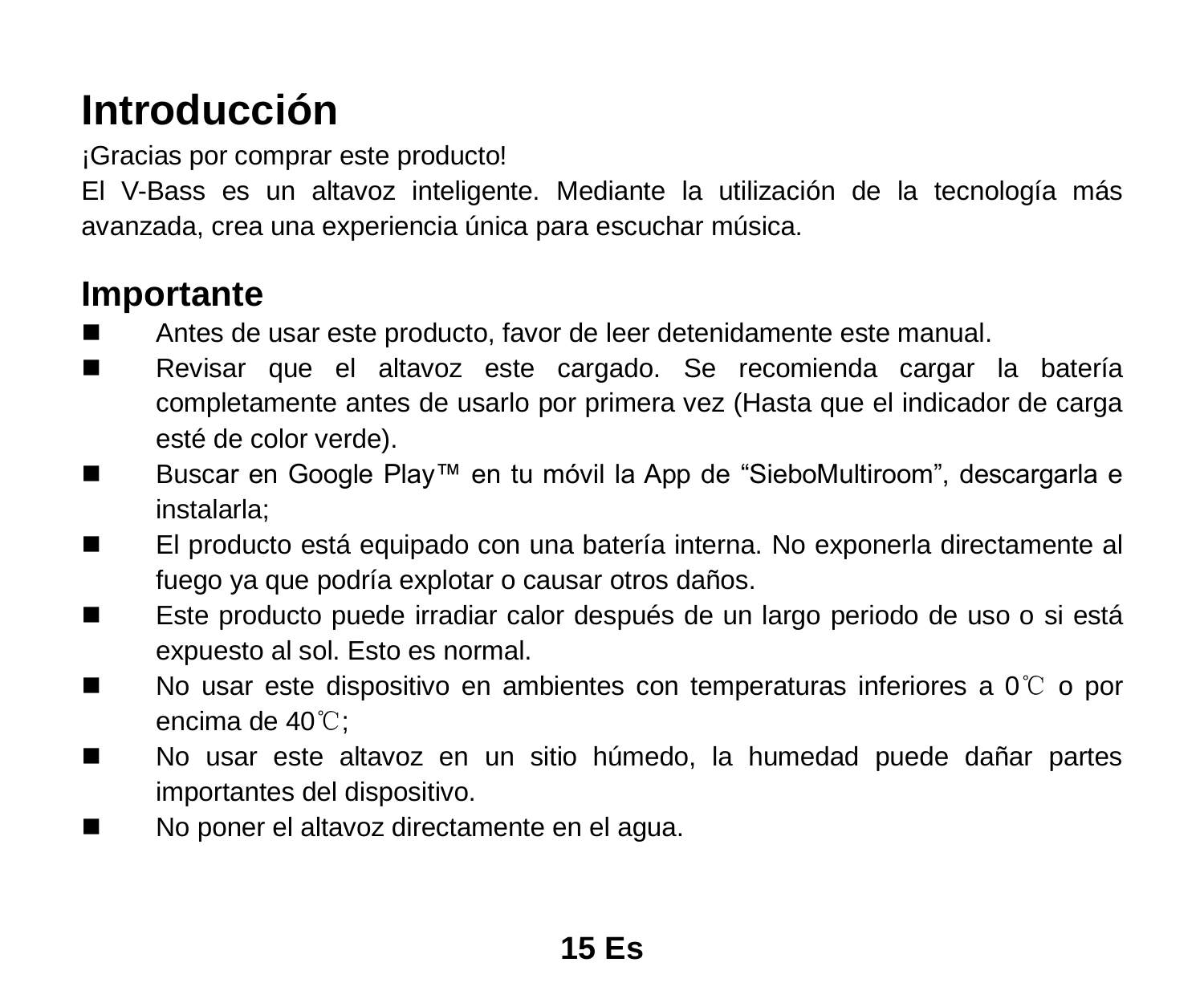## Introducción

¡Gracias por comprar este producto!

El V-Bass es un altavoz inteligente. Mediante la utilización de la tecnología más avanzada, crea una experiencia única para escuchar música.

## Importante

- Antes de usar este producto, favor de leer detenidamente este manual.
- Revisar que el altavoz este cargado. Se recomienda cargar la batería completamente antes de usarlo por primera vez (Hasta que el indicador de carga esté de color verde).
- Buscar en Google Play™ en tu móvil la App de "SieboMultiroom", descargarla e instalarla;
- El producto está equipado con una batería interna. No exponerla directamente al fuego ya que podría explotar o causar otros daños.
- Este producto puede irradiar calor después de un largo periodo de uso o si está expuesto al sol. Esto es normal.
- No usar este dispositivo en ambientes con temperaturas inferiores a 0℃ o por encima de 40℃;
- No usar este altavoz en un sitio húmedo, la humedad puede dañar partes importantes del dispositivo.
- No poner el altavoz directamente en el agua.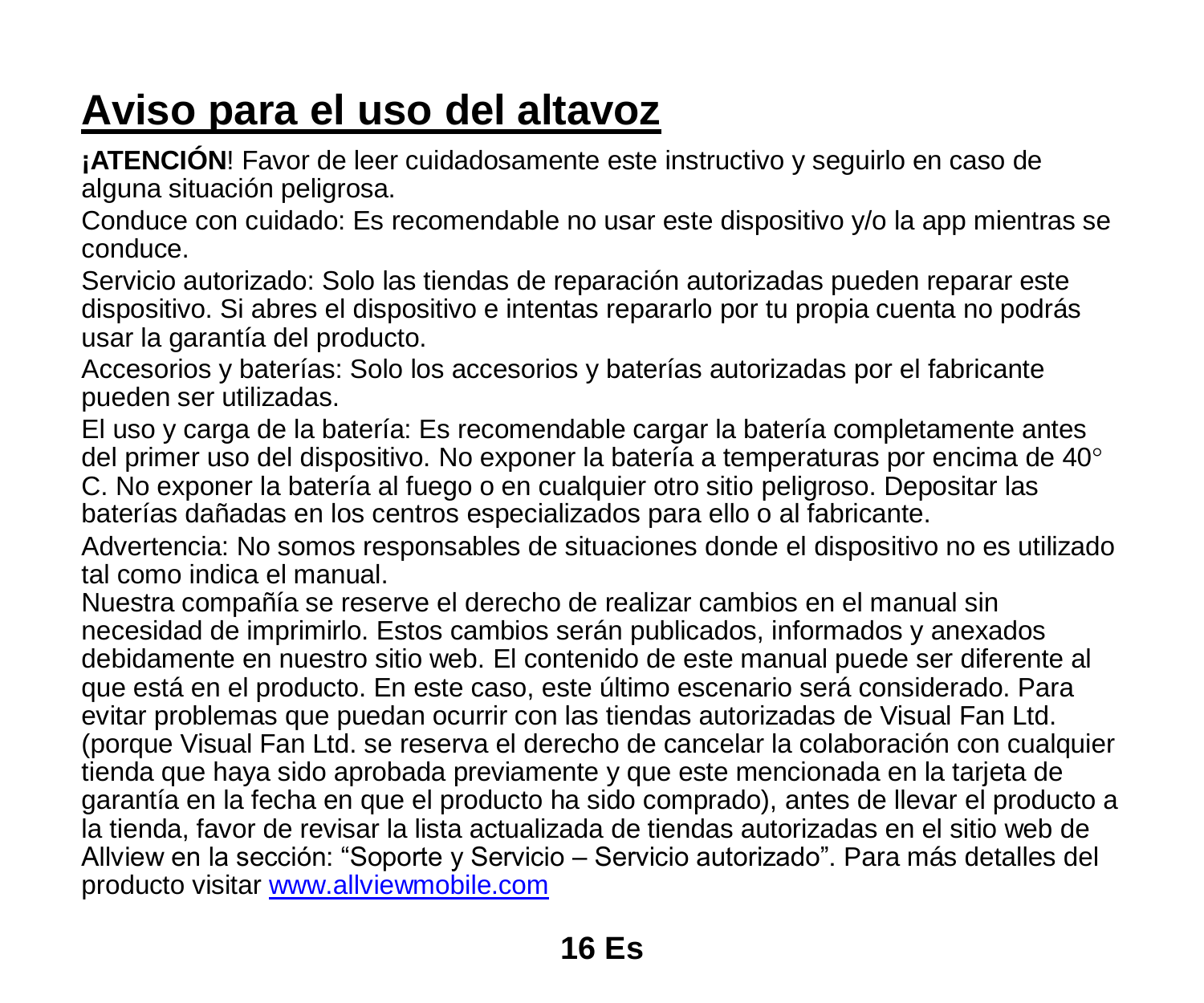# Aviso para el uso del altavoz

**¡ATENCIÓN**! Favor de leer cuidadosamente este instructivo y seguirlo en caso de alguna situación peligrosa.

Conduce con cuidado: Es recomendable no usar este dispositivo y/o la app mientras se conduce.

Servicio autorizado: Solo las tiendas de reparación autorizadas pueden reparar este dispositivo. Si abres el dispositivo e intentas repararlo por tu propia cuenta no podrás usar la garantía del producto.

Accesorios y baterías: Solo los accesorios y baterías autorizadas por el fabricante pueden ser utilizadas.

El uso y carga de la batería: Es recomendable cargar la batería completamente antes del primer uso del dispositivo. No exponer la batería a temperaturas por encima de 40° C. No exponer la batería al fuego o en cualquier otro sitio peligroso. Depositar las baterías dañadas en los centros especializados para ello o al fabricante.

Advertencia: No somos responsables de situaciones donde el dispositivo no es utilizado tal como indica el manual.

Nuestra compañía se reserve el derecho de realizar cambios en el manual sin necesidad de imprimirlo. Estos cambios serán publicados, informados y anexados debidamente en nuestro sitio web. El contenido de este manual puede ser diferente al que está en el producto. En este caso, este último escenario será considerado. Para evitar problemas que puedan ocurrir con las tiendas autorizadas de Visual Fan Ltd. (porque Visual Fan Ltd. se reserva el derecho de cancelar la colaboración con cualquier tienda que haya sido aprobada previamente y que este mencionada en la tarjeta de garantía en la fecha en que el producto ha sido comprado), antes de llevar el producto a la tienda, favor de revisar la lista actualizada de tiendas autorizadas en el sitio web de Allview en la sección: "Soporte y Servicio – Servicio autorizado". Para más detalles del producto visitar [www.allviewmobile.com](www.allviewmobile.com)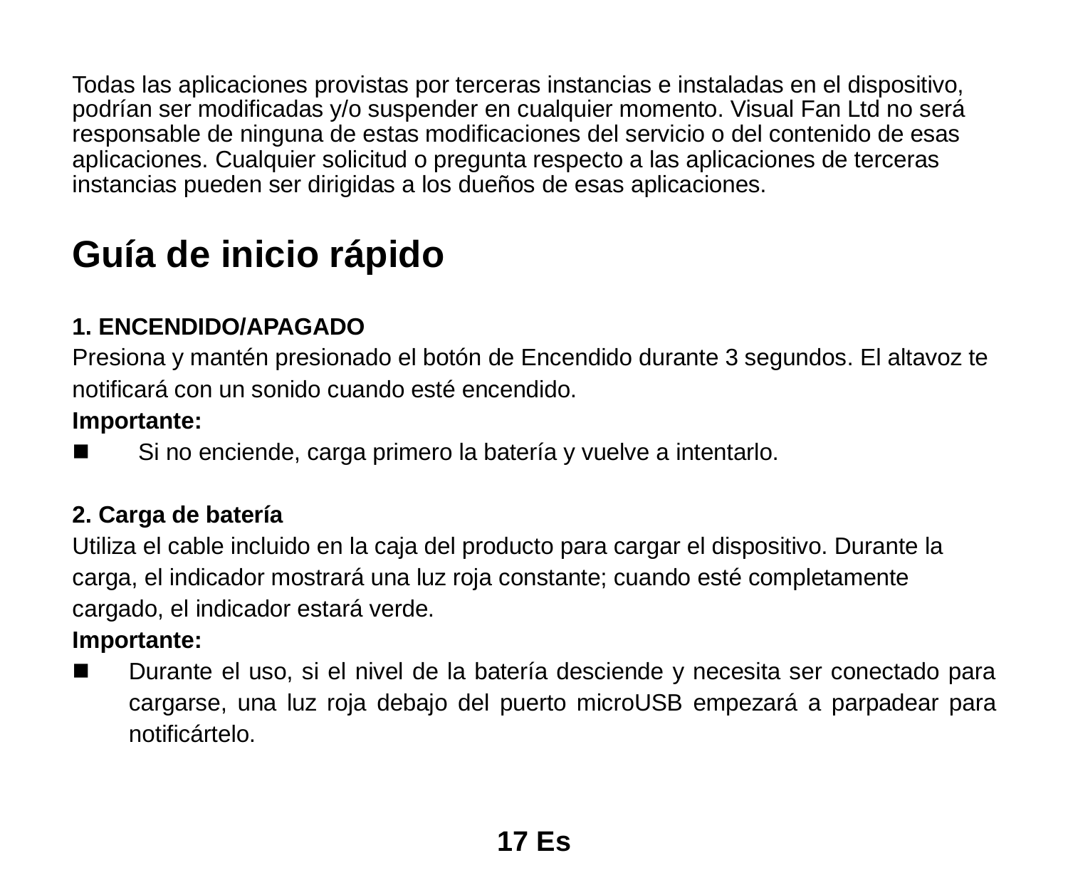Todas las aplicaciones provistas por terceras instancias e instaladas en el dispositivo, podrían ser modificadas y/o suspender en cualquier momento. Visual Fan Ltd no será responsable de ninguna de estas modificaciones del servicio o del contenido de esas aplicaciones. Cualquier solicitud o pregunta respecto a las aplicaciones de terceras instancias pueden ser dirigidas a los dueños de esas aplicaciones.

# Guía de inicio rápido

**1. ENCENDIDO/APAGADO**

Presiona y mantén presionado el botón de Encendido durante 3 segundos. El altavoz te notificará con un sonido cuando esté encendido.

**Importante:**

- Si no enciende, carga primero la batería y vuelve a intentarlo.

**2. Carga de batería**

Utiliza el cable incluido en la caja del producto para cargar el dispositivo. Durante la carga, el indicador mostrará una luz roja constante; cuando esté completamente cargado, el indicador estará verde.

**Importante:**

- Durante el uso, si el nivel de la batería desciende y necesita ser conectado para cargarse, una luz roja debajo del puerto microUSB empezará a parpadear para notificártelo.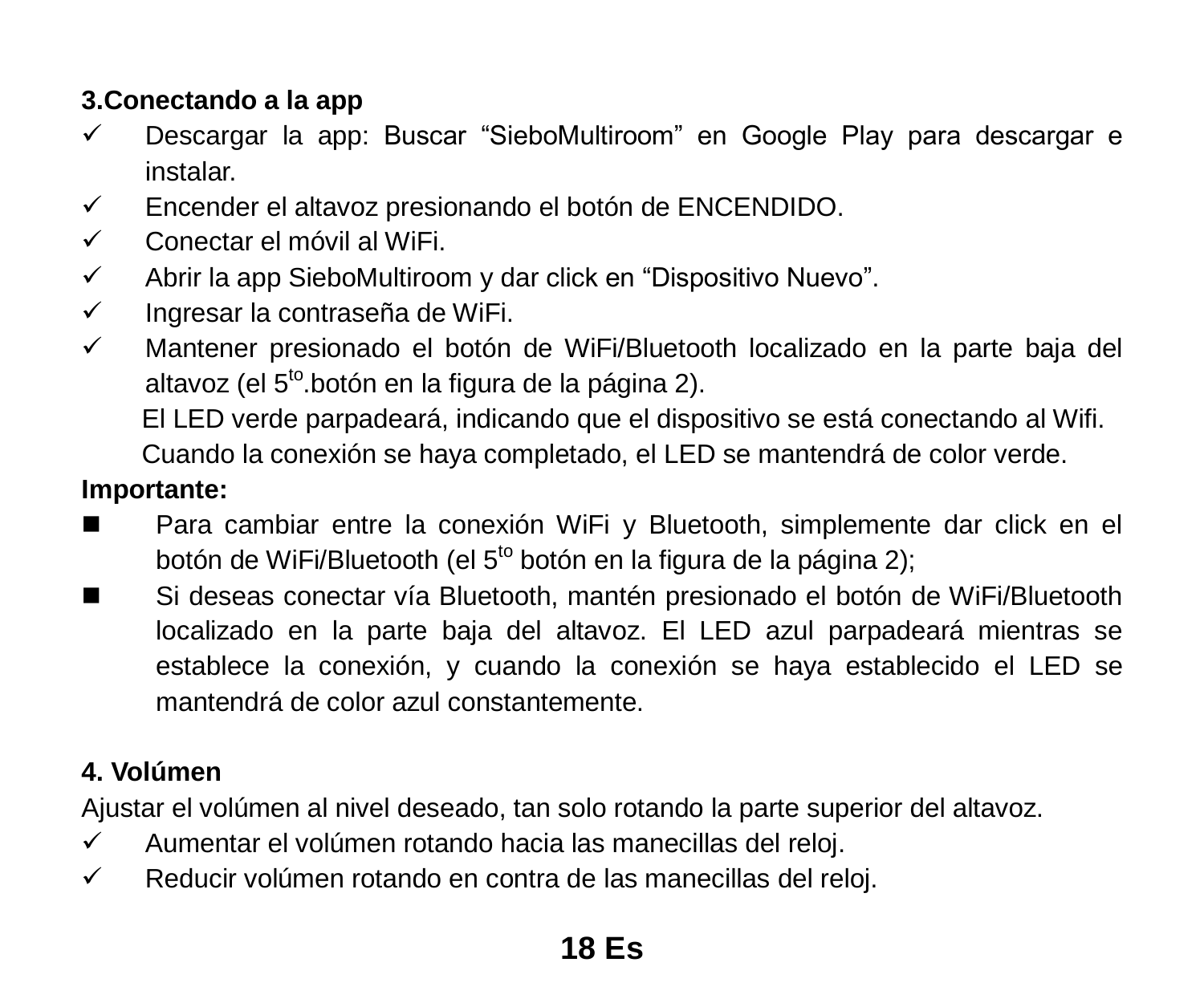**3.Conectando a la app**

- ✓ Descargar la app: Buscar “SieboMultiroom” en Google Play para descargar e instalar.
- ✓ Encender el altavoz presionando el botón de ENCENDIDO.
- ✓ Conectar el móvil al WiFi.
- ✓ Abrir la app SieboMultiroom y dar click en “Dispositivo Nuevo”.
- ✓ Ingresar la contraseña de WiFi.
- ✓ Mantener presionado el botón de WiFi/Bluetooth localizado en la parte baja del altavoz (el 5to.botón en la figura de la página 2).

  El LED verde parpadeará, indicando que el dispositivo se está conectando al Wifi.

  Cuando la conexión se haya completado, el LED se mantendrá de color verde.

**Importante:**

- Para cambiar entre la conexión WiFi y Bluetooth, simplemente dar click en el botón de WiFi/Bluetooth (el 5to botón en la figura de la página 2);
- Si deseas conectar vía Bluetooth, mantén presionado el botón de WiFi/Bluetooth localizado en la parte baja del altavoz. El LED azul parpadeará mientras se establece la conexión, y cuando la conexión se haya establecido el LED se mantendrá de color azul constantemente.

**4. Volúmen**

Ajustar el volúmen al nivel deseado, tan solo rotando la parte superior del altavoz.

- ✓ Aumentar el volúmen rotando hacia las manecillas del reloj.
- ✓ Reducir volúmen rotando en contra de las manecillas del reloj.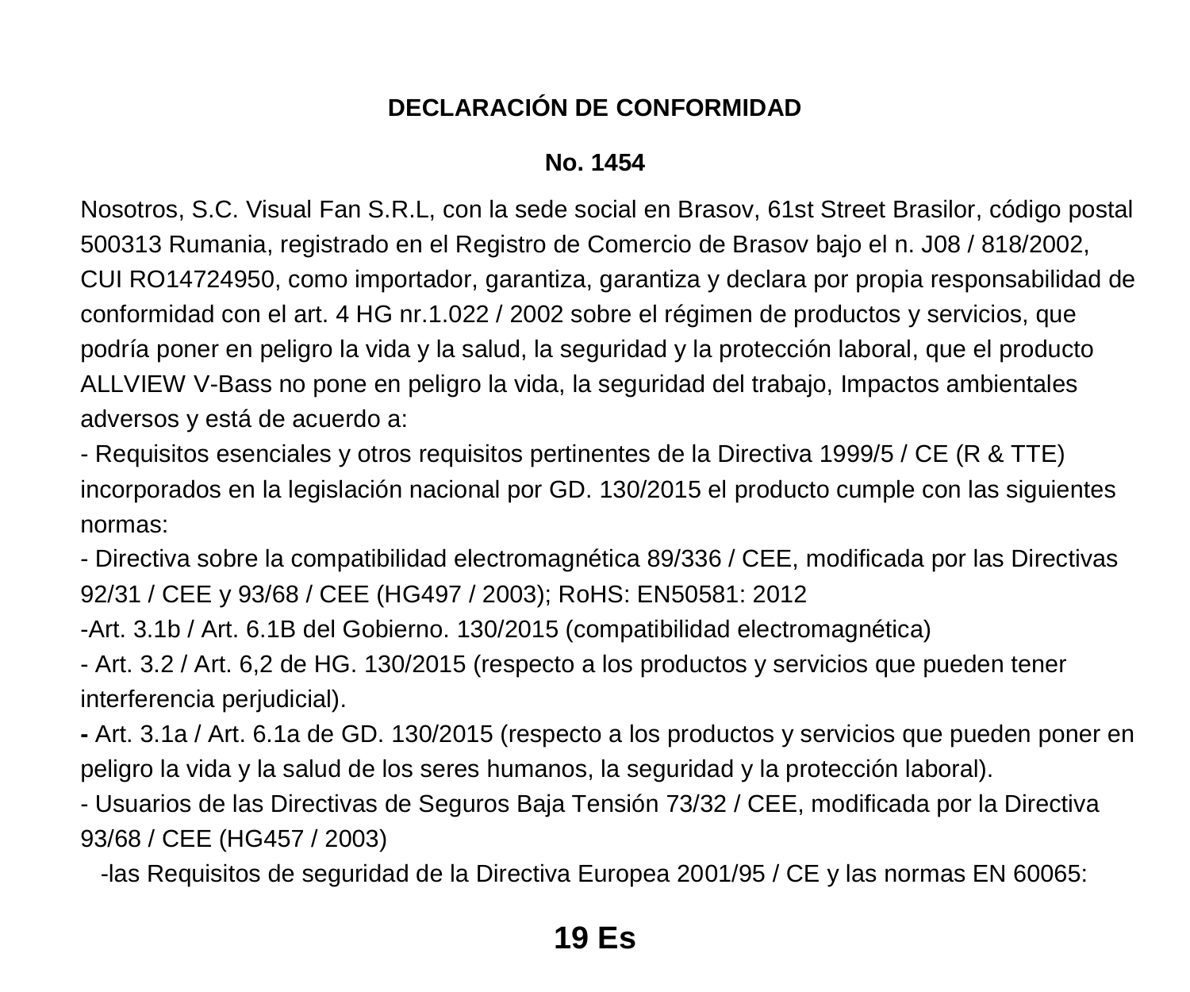**DECLARACIÓN DE CONFORMIDAD**

**No. 1454**

Nosotros, S.C. Visual Fan S.R.L, con la sede social en Brasov, 61st Street Brasilor, código postal 500313 Rumania, registrado en el Registro de Comercio de Brasov bajo el n. J08 / 818/2002, CUI RO14724950, como importador, garantiza, garantiza y declara por propia responsabilidad de conformidad con el art. 4 HG nr.1.022 / 2002 sobre el régimen de productos y servicios, que podría poner en peligro la vida y la salud, la seguridad y la protección laboral, que el producto ALLVIEW V-Bass no pone en peligro la vida, la seguridad del trabajo, Impactos ambientales adversos y está de acuerdo a:

- Requisitos esenciales y otros requisitos pertinentes de la Directiva 1999/5 / CE (R & TTE) incorporados en la legislación nacional por GD. 130/2015 el producto cumple con las siguientes normas:
- Directiva sobre la compatibilidad electromagnética 89/336 / CEE, modificada por las Directivas 92/31 / CEE y 93/68 / CEE (HG497 / 2003); RoHS: EN50581: 2012
-Art. 3.1b / Art. 6.1B del Gobierno. 130/2015 (compatibilidad electromagnética)
- Art. 3.2 / Art. 6,2 de HG. 130/2015 (respecto a los productos y servicios que pueden tener interferencia perjudicial).
- Art. 3.1a / Art. 6.1a de GD. 130/2015 (respecto a los productos y servicios que pueden poner en peligro la vida y la salud de los seres humanos, la seguridad y la protección laboral).
- Usuarios de las Directivas de Seguros Baja Tensión 73/32 / CEE, modificada por la Directiva 93/68 / CEE (HG457 / 2003)
  -las Requisitos de seguridad de la Directiva Europea 2001/95 / CE y las normas EN 60065: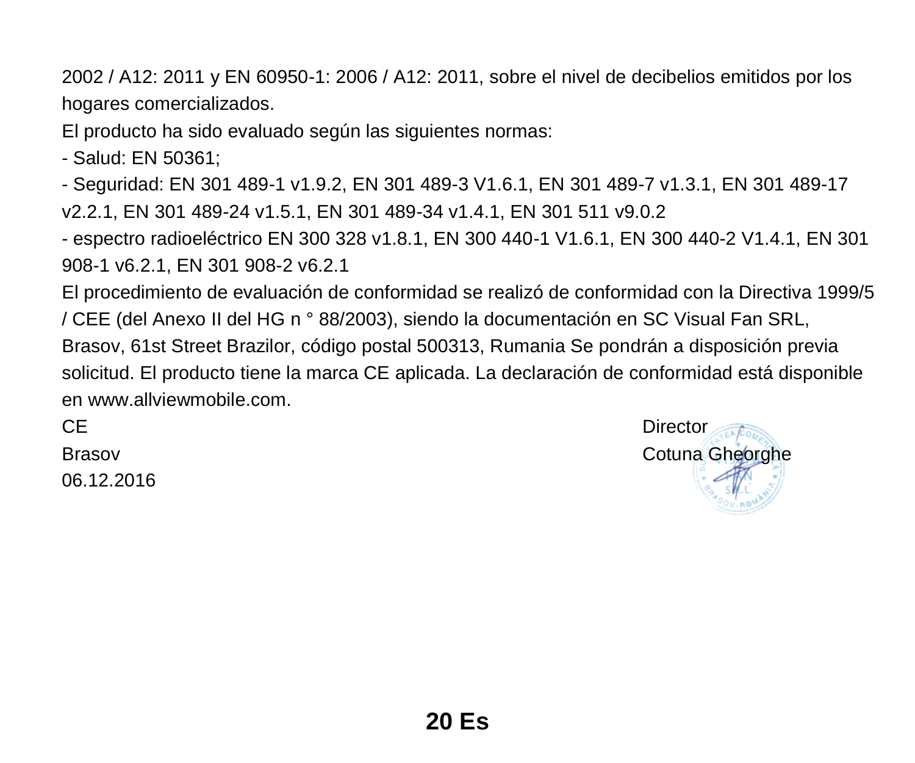2002 / A12: 2011 y EN 60950-1: 2006 / A12: 2011, sobre el nivel de decibelios emitidos por los hogares comercializados.

El producto ha sido evaluado según las siguientes normas:

- Salud: EN 50361;
- Seguridad: EN 301 489-1 v1.9.2, EN 301 489-3 V1.6.1, EN 301 489-7 v1.3.1, EN 301 489-17 v2.2.1, EN 301 489-24 v1.5.1, EN 301 489-34 v1.4.1, EN 301 511 v9.0.2
- espectro radioeléctrico EN 300 328 v1.8.1, EN 300 440-1 V1.6.1, EN 300 440-2 V1.4.1, EN 301 908-1 v6.2.1, EN 301 908-2 v6.2.1

El procedimiento de evaluación de conformidad se realizó de conformidad con la Directiva 1999/5 / CEE (del Anexo II del HG n ° 88/2003), siendo la documentación en SC Visual Fan SRL, Brasov, 61st Street Brazilor, código postal 500313, Rumania Se pondrán a disposición previa solicitud. El producto tiene la marca CE aplicada. La declaración de conformidad está disponible en www.allviewmobile.com.

CE
Brasov
06.12.2016

Director
Cotuna Gheorghe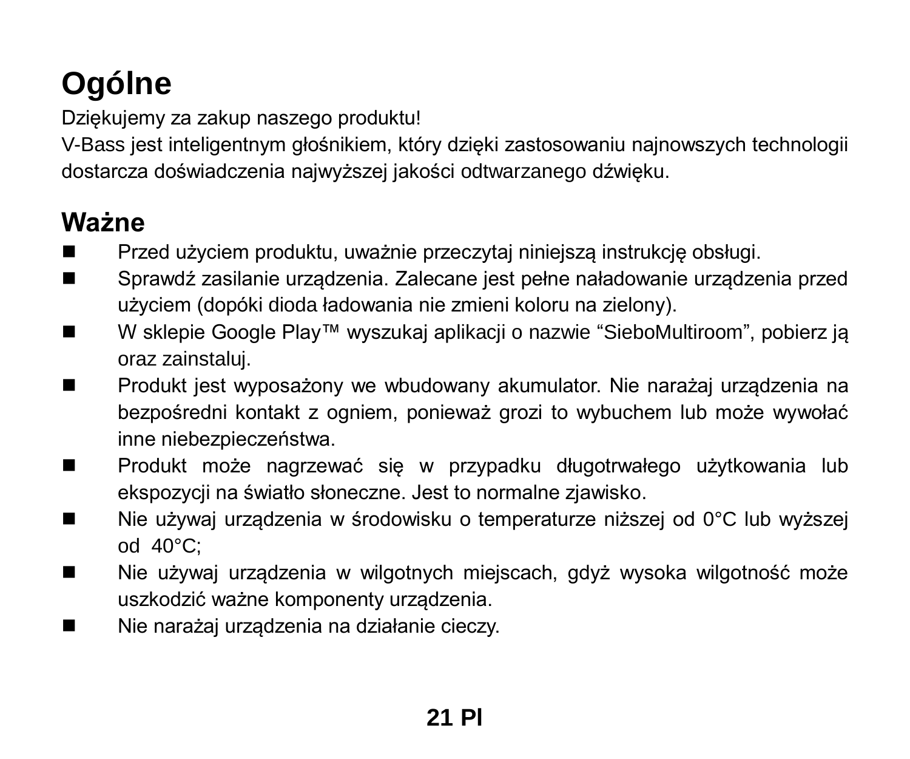# Ogólne

Dziękujemy za zakup naszego produktu!
V-Bass jest inteligentnym głośnikiem, który dzięki zastosowaniu najnowszych technologii dostarcza doświadczenia najwyższej jakości odtwarzanego dźwięku.

# Ważne

- Przed użyciem produktu, uważnie przeczytaj niniejszą instrukcję obsługi.
- Sprawdź zasilanie urządzenia. Zalecane jest pełne naładowanie urządzenia przed użyciem (dopóki dioda ładowania nie zmieni koloru na zielony).
- W sklepie Google Play™ wyszukaj aplikacji o nazwie "SieboMultiroom", pobierz ją oraz zainstaluj.
- Produkt jest wyposażony we wbudowany akumulator. Nie narażaj urządzenia na bezpośredni kontakt z ogniem, ponieważ grozi to wybuchem lub może wywołać inne niebezpieczeństwa.
- Produkt może nagrzewać się w przypadku długotrwałego użytkowania lub ekspozycji na światło słoneczne. Jest to normalne zjawisko.
- Nie używaj urządzenia w środowisku o temperaturze niższej od 0°C lub wyższej od 40°C;
- Nie używaj urządzenia w wilgotnych miejscach, gdyż wysoka wilgotność może uszkodzić ważne komponenty urządzenia.
- Nie narażaj urządzenia na działanie cieczy.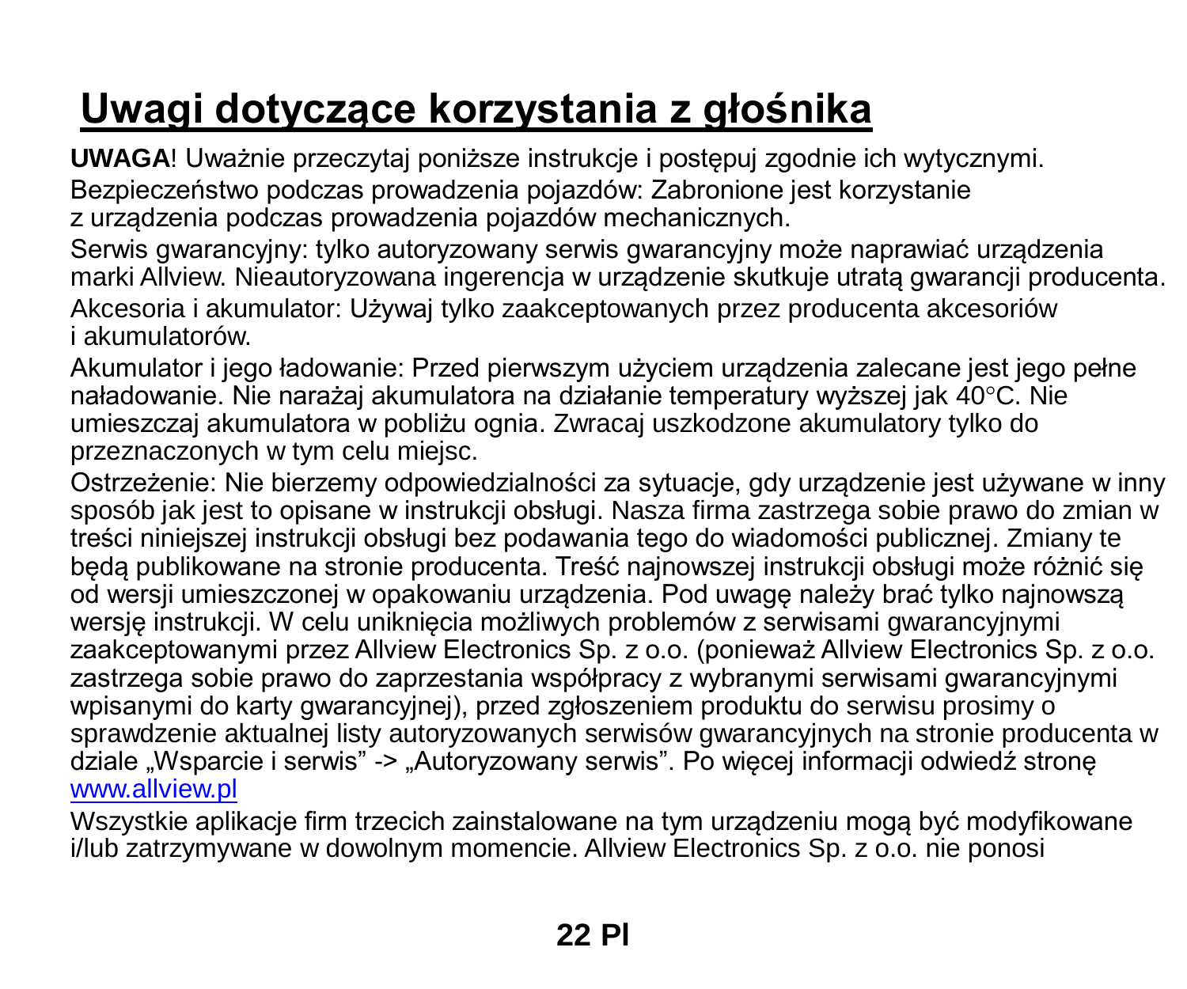# Uwagi dotyczące korzystania z głośnika

**UWAGA**! Uważnie przeczytaj poniższe instrukcje i postępuj zgodnie ich wytycznymi.

Bezpieczeństwo podczas prowadzenia pojazdów: Zabronione jest korzystanie z urządzenia podczas prowadzenia pojazdów mechanicznych.

Serwis gwarancyjny: tylko autoryzowany serwis gwarancyjny może naprawiać urządzenia marki Allview. Nieautoryzowana ingerencja w urządzenie skutkuje utratą gwarancji producenta.

Akcesoria i akumulator: Używaj tylko zaakceptowanych przez producenta akcesoriów i akumulatorów.

Akumulator i jego ładowanie: Przed pierwszym użyciem urządzenia zalecane jest jego pełne naładowanie. Nie narażaj akumulatora na działanie temperatury wyższej jak 40°C. Nie umieszczaj akumulatora w pobliżu ognia. Zwracaj uszkodzone akumulatory tylko do przeznaczonych w tym celu miejsc.

Ostrzeżenie: Nie bierzemy odpowiedzialności za sytuacje, gdy urządzenie jest używane w inny sposób jak jest to opisane w instrukcji obsługi. Nasza firma zastrzega sobie prawo do zmian w treści niniejszej instrukcji obsługi bez podawania tego do wiadomości publicznej. Zmiany te będą publikowane na stronie producenta. Treść najnowszej instrukcji obsługi może różnić się od wersji umieszczonej w opakowaniu urządzenia. Pod uwagę należy brać tylko najnowszą wersję instrukcji. W celu uniknięcia możliwych problemów z serwisami gwarancyjnymi zaakceptowanymi przez Allview Electronics Sp. z o.o. (ponieważ Allview Electronics Sp. z o.o. zastrzega sobie prawo do zaprzestania współpracy z wybranymi serwisami gwarancyjnymi wpisanymi do karty gwarancyjnej), przed zgłoszeniem produktu do serwisu prosimy o sprawdzenie aktualnej listy autoryzowanych serwisów gwarancyjnych na stronie producenta w dziale „Wsparcie i serwis" -> „Autoryzowany serwis". Po więcej informacji odwiedź stronę www.allview.pl

Wszystkie aplikacje firm trzecich zainstalowane na tym urządzeniu mogą być modyfikowane i/lub zatrzymywane w dowolnym momencie. Allview Electronics Sp. z o.o. nie ponosi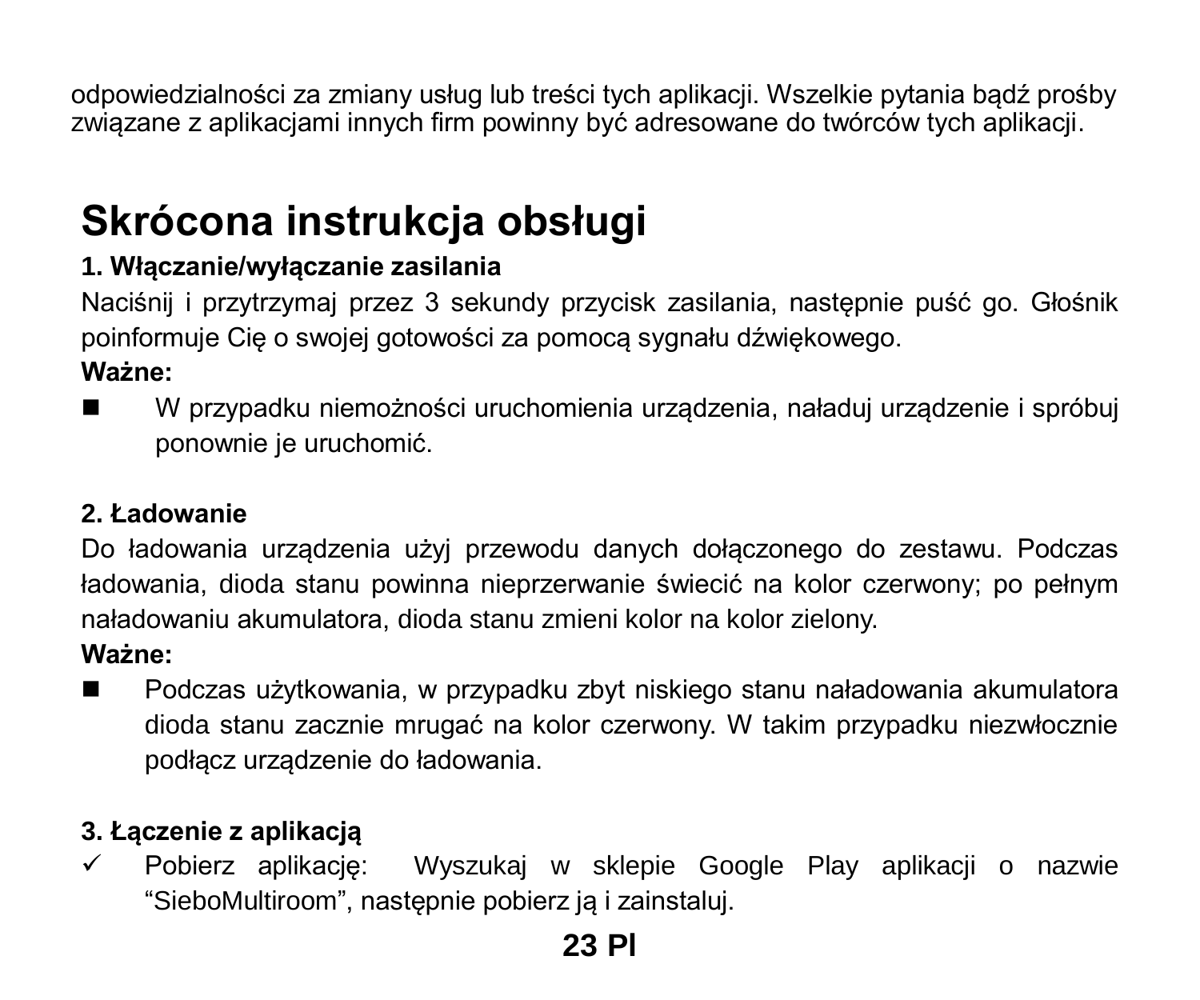odpowiedzialności za zmiany usług lub treści tych aplikacji. Wszelkie pytania bądź prośby związane z aplikacjami innych firm powinny być adresowane do twórców tych aplikacji.

# Skrócona instrukcja obsługi

**1. Włączanie/wyłączanie zasilania**

Naciśnij i przytrzymaj przez 3 sekundy przycisk zasilania, następnie puść go. Głośnik poinformuje Cię o swojej gotowości za pomocą sygnału dźwiękowego.

**Ważne:**

- W przypadku niemożności uruchomienia urządzenia, naładuj urządzenie i spróbuj ponownie je uruchomić.

**2. Ładowanie**

Do ładowania urządzenia użyj przewodu danych dołączonego do zestawu. Podczas ładowania, dioda stanu powinna nieprzerwanie świecić na kolor czerwony; po pełnym naładowaniu akumulatora, dioda stanu zmieni kolor na kolor zielony.

**Ważne:**

- Podczas użytkowania, w przypadku zbyt niskiego stanu naładowania akumulatora dioda stanu zacznie mrugać na kolor czerwony. W takim przypadku niezwłocznie podłącz urządzenie do ładowania.

**3. Łączenie z aplikacją**

✓ Pobierz aplikację: Wyszukaj w sklepie Google Play aplikacji o nazwie “SieboMultiroom”, następnie pobierz ją i zainstaluj.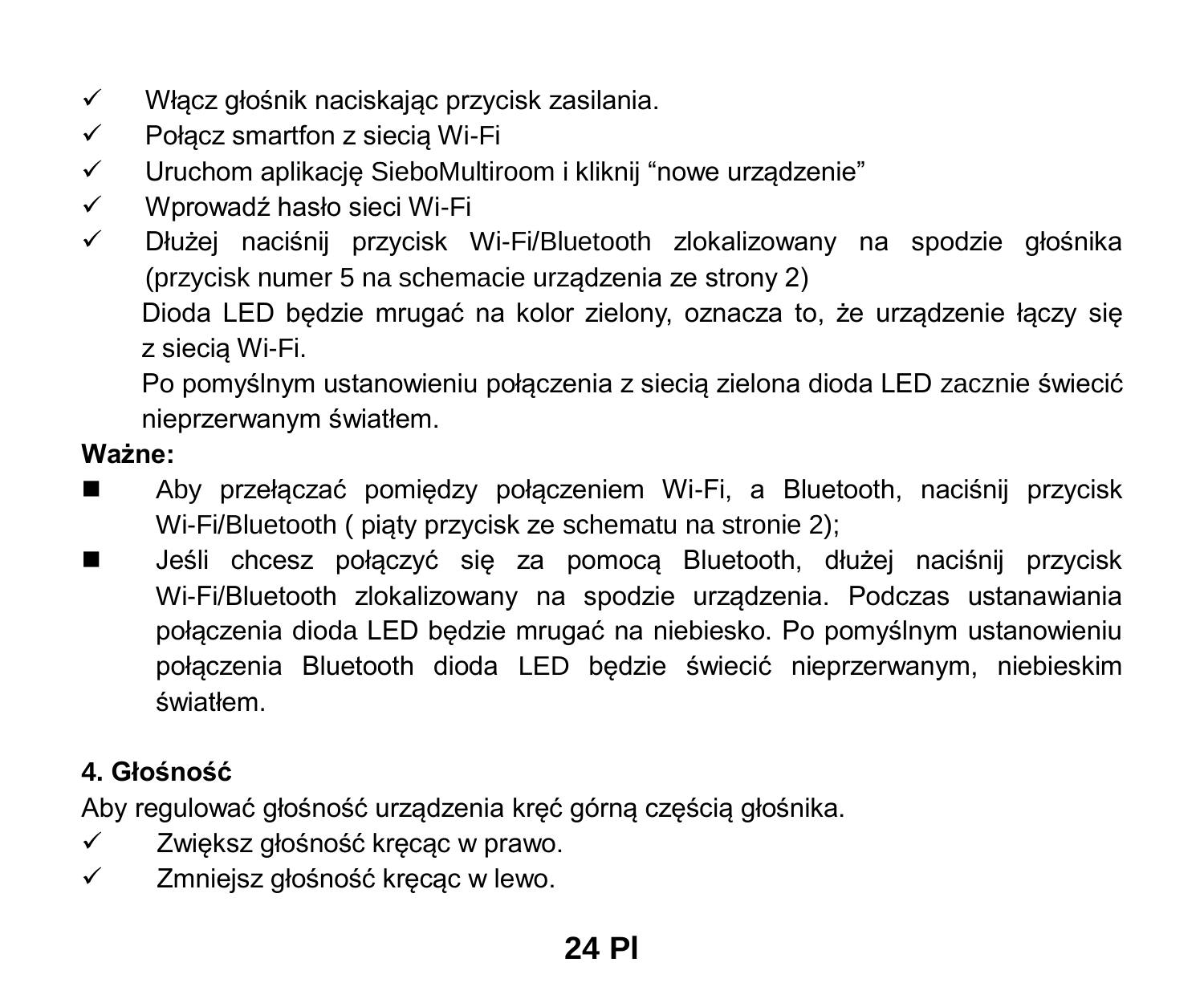- ✓ Włącz głośnik naciskając przycisk zasilania.
- ✓ Połącz smartfon z siecią Wi-Fi
- ✓ Uruchom aplikację SieboMultiroom i kliknij “nowe urządzenie”
- ✓ Wprowadź hasło sieci Wi-Fi
- ✓ Dłużej naciśnij przycisk Wi-Fi/Bluetooth zlokalizowany na spodzie głośnika (przycisk numer 5 na schemacie urządzenia ze strony 2)

  Dioda LED będzie mrugać na kolor zielony, oznacza to, że urządzenie łączy się z siecią Wi-Fi.

  Po pomyślnym ustanowieniu połączenia z siecią zielona dioda LED zacznie świecić nieprzerwanym światłem.

**Ważne:**

- Aby przełączać pomiędzy połączeniem Wi-Fi, a Bluetooth, naciśnij przycisk Wi-Fi/Bluetooth ( piąty przycisk ze schematu na stronie 2);
- Jeśli chcesz połączyć się za pomocą Bluetooth, dłużej naciśnij przycisk Wi-Fi/Bluetooth zlokalizowany na spodzie urządzenia. Podczas ustanawiania połączenia dioda LED będzie mrugać na niebiesko. Po pomyślnym ustanowieniu połączenia Bluetooth dioda LED będzie świecić nieprzerwanym, niebieskim światłem.

**4. Głośność**

Aby regulować głośność urządzenia kręć górną częścią głośnika.

- ✓ Zwiększ głośność kręcąc w prawo.
- ✓ Zmniejsz głośność kręcąc w lewo.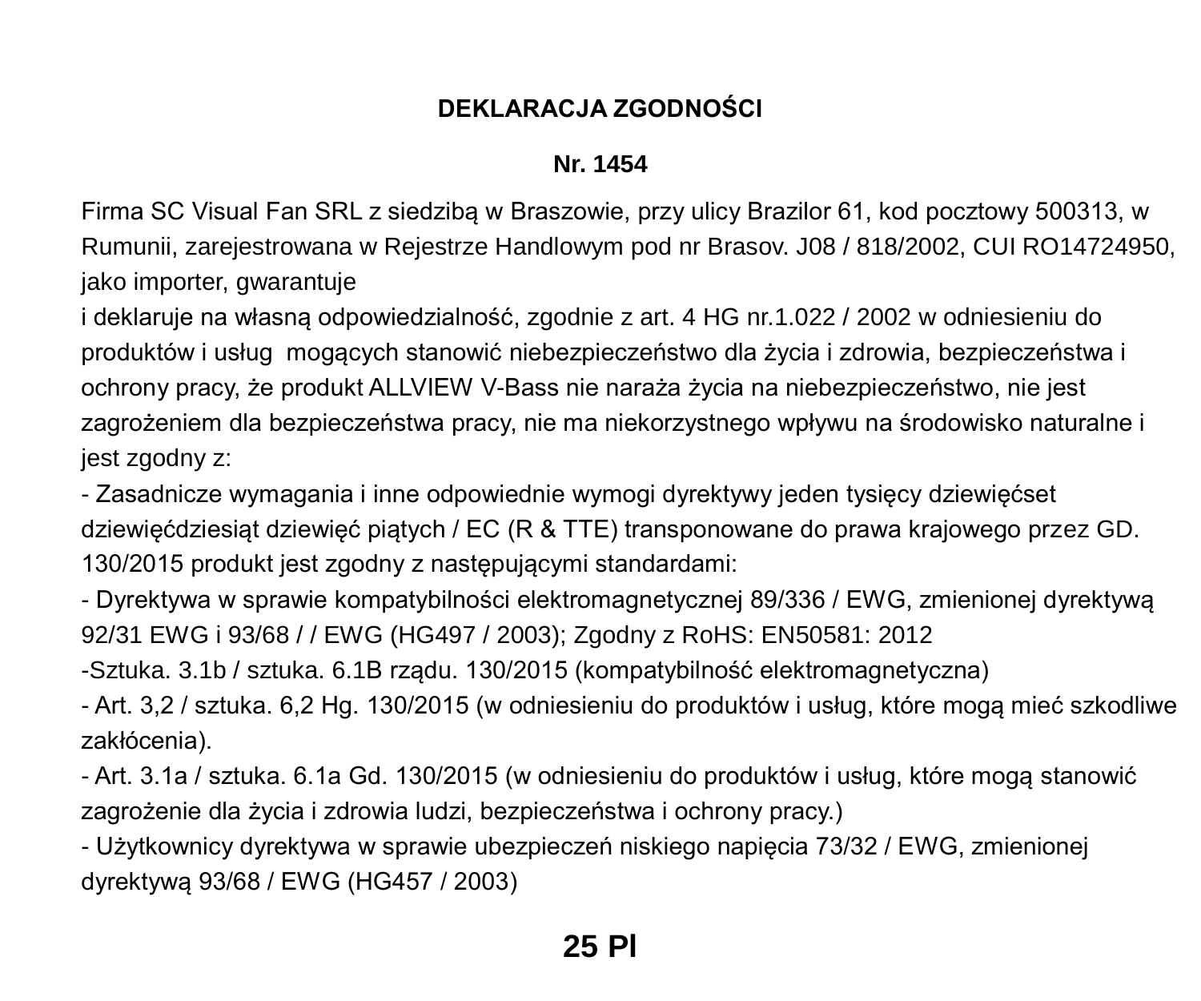## DEKLARACJA ZGODNOŚCI

**Nr. 1454**

Firma SC Visual Fan SRL z siedzibą w Braszowie, przy ulicy Brazilor 61, kod pocztowy 500313, w Rumunii, zarejestrowana w Rejestrze Handlowym pod nr Brasov. J08 / 818/2002, CUI RO14724950, jako importer, gwarantuje
i deklaruje na własną odpowiedzialność, zgodnie z art. 4 HG nr.1.022 / 2002 w odniesieniu do produktów i usług mogących stanowić niebezpieczeństwo dla życia i zdrowia, bezpieczeństwa i ochrony pracy, że produkt ALLVIEW V-Bass nie naraża życia na niebezpieczeństwo, nie jest zagrożeniem dla bezpieczeństwa pracy, nie ma niekorzystnego wpływu na środowisko naturalne i jest zgodny z:
- Zasadnicze wymagania i inne odpowiednie wymogi dyrektywy jeden tysięcy dziewięćset dziewięćdziesiąt dziewięć piątych / EC (R & TTE) transponowane do prawa krajowego przez GD. 130/2015 produkt jest zgodny z następującymi standardami:
- Dyrektywa w sprawie kompatybilności elektromagnetycznej 89/336 / EWG, zmienionej dyrektywą 92/31 EWG i 93/68 / / EWG (HG497 / 2003); Zgodny z RoHS: EN50581: 2012
-Sztuka. 3.1b / sztuka. 6.1B rządu. 130/2015 (kompatybilność elektromagnetyczna)
- Art. 3,2 / sztuka. 6,2 Hg. 130/2015 (w odniesieniu do produktów i usług, które mogą mieć szkodliwe zakłócenia).
- Art. 3.1a / sztuka. 6.1a Gd. 130/2015 (w odniesieniu do produktów i usług, które mogą stanowić zagrożenie dla życia i zdrowia ludzi, bezpieczeństwa i ochrony pracy.)
- Użytkownicy dyrektywa w sprawie ubezpieczeń niskiego napięcia 73/32 / EWG, zmienionej dyrektywą 93/68 / EWG (HG457 / 2003)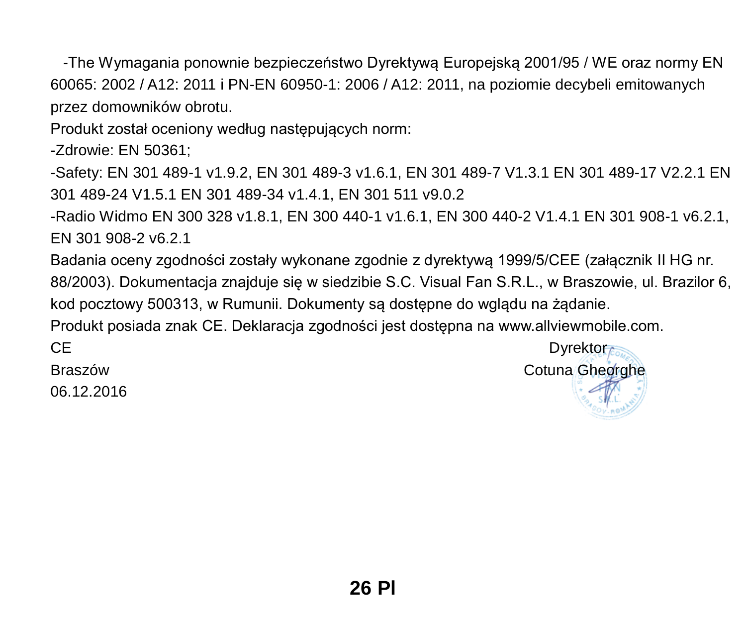-The Wymagania ponownie bezpieczeństwo Dyrektywą Europejską 2001/95 / WE oraz normy EN 60065: 2002 / A12: 2011 i PN-EN 60950-1: 2006 / A12: 2011, na poziomie decybeli emitowanych przez domowników obrotu.

Produkt został oceniony według następujących norm:

-Zdrowie: EN 50361;

-Safety: EN 301 489-1 v1.9.2, EN 301 489-3 v1.6.1, EN 301 489-7 V1.3.1 EN 301 489-17 V2.2.1 EN 301 489-24 V1.5.1 EN 301 489-34 v1.4.1, EN 301 511 v9.0.2

-Radio Widmo EN 300 328 v1.8.1, EN 300 440-1 v1.6.1, EN 300 440-2 V1.4.1 EN 301 908-1 v6.2.1, EN 301 908-2 v6.2.1

Badania oceny zgodności zostały wykonane zgodnie z dyrektywą 1999/5/CEE (załącznik II HG nr. 88/2003). Dokumentacja znajduje się w siedzibie S.C. Visual Fan S.R.L., w Braszowie, ul. Brazilor 6, kod pocztowy 500313, w Rumunii. Dokumenty są dostępne do wglądu na żądanie.

Produkt posiada znak CE. Deklaracja zgodności jest dostępna na www.allviewmobile.com.

CE

Braszów

06.12.2016

Dyrektor

Cotuna Gheorghe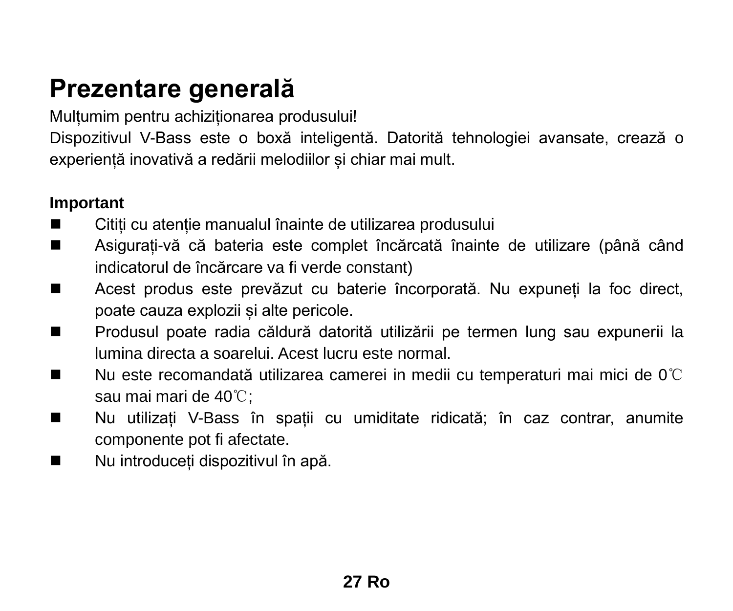# Prezentare generală

Mulțumim pentru achiziționarea produsului!

Dispozitivul V-Bass este o boxă inteligentă. Datorită tehnologiei avansate, crează o experiență inovativă a redării melodiilor și chiar mai mult.

**Important**

- Citiți cu atenție manualul înainte de utilizarea produsului
- Asigurați-vă că bateria este complet încărcată înainte de utilizare (până când indicatorul de încărcare va fi verde constant)
- Acest produs este prevăzut cu baterie încorporată. Nu expuneți la foc direct, poate cauza explozii și alte pericole.
- Produsul poate radia căldură datorită utilizării pe termen lung sau expunerii la lumina directa a soarelui. Acest lucru este normal.
- Nu este recomandată utilizarea camerei in medii cu temperaturi mai mici de 0℃ sau mai mari de 40℃;
- Nu utilizați V-Bass în spații cu umiditate ridicată; în caz contrar, anumite componente pot fi afectate.
- Nu introduceți dispozitivul în apă.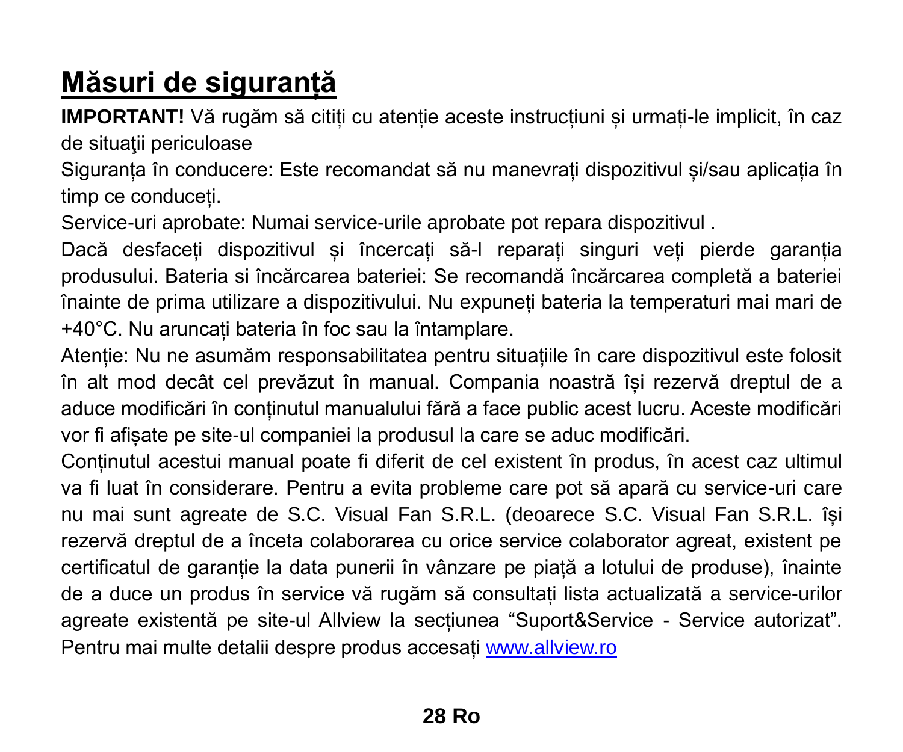# Măsuri de siguranță

**IMPORTANT!** Vă rugăm să citiți cu atenție aceste instrucțiuni și urmați-le implicit, în caz de situaţii periculoase

Siguranța în conducere: Este recomandat să nu manevrați dispozitivul și/sau aplicația în timp ce conduceți.

Service-uri aprobate: Numai service-urile aprobate pot repara dispozitivul .

Dacă desfaceți dispozitivul și încercați să-l reparați singuri veți pierde garanția produsului. Bateria si încărcarea bateriei: Se recomandă încărcarea completă a bateriei înainte de prima utilizare a dispozitivului. Nu expuneți bateria la temperaturi mai mari de +40°C. Nu aruncați bateria în foc sau la întamplare.

Atenție: Nu ne asumăm responsabilitatea pentru situațiile în care dispozitivul este folosit în alt mod decât cel prevăzut în manual. Compania noastră își rezervă dreptul de a aduce modificări în conținutul manualului fără a face public acest lucru. Aceste modificări vor fi afișate pe site-ul companiei la produsul la care se aduc modificări.

Conținutul acestui manual poate fi diferit de cel existent în produs, în acest caz ultimul va fi luat în considerare. Pentru a evita probleme care pot să apară cu service-uri care nu mai sunt agreate de S.C. Visual Fan S.R.L. (deoarece S.C. Visual Fan S.R.L. își rezervă dreptul de a înceta colaborarea cu orice service colaborator agreat, existent pe certificatul de garanție la data punerii în vânzare pe piață a lotului de produse), înainte de a duce un produs în service vă rugăm să consultați lista actualizată a service-urilor agreate existentă pe site-ul Allview la secțiunea “Suport&Service - Service autorizat”. Pentru mai multe detalii despre produs accesați www.allview.ro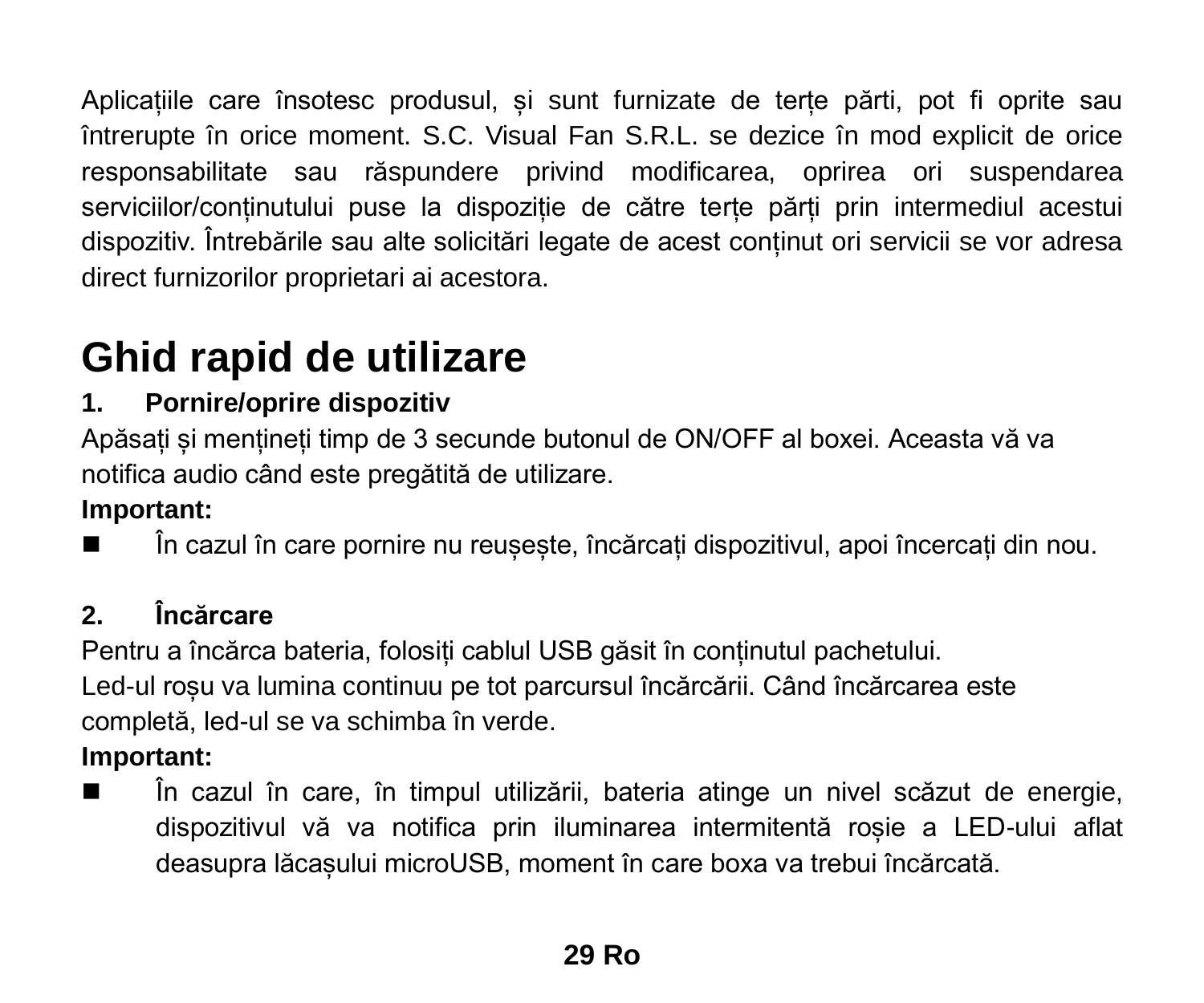Aplicațiile care însotesc produsul, și sunt furnizate de terțe părti, pot fi oprite sau întrerupte în orice moment. S.C. Visual Fan S.R.L. se dezice în mod explicit de orice responsabilitate sau răspundere privind modificarea, oprirea ori suspendarea serviciilor/conținutului puse la dispoziție de către terțe părți prin intermediul acestui dispozitiv. Întrebările sau alte solicitări legate de acest conținut ori servicii se vor adresa direct furnizorilor proprietari ai acestora.

# Ghid rapid de utilizare

**1. Pornire/oprire dispozitiv**

Apăsați și mențineți timp de 3 secunde butonul de ON/OFF al boxei. Aceasta vă va notifica audio când este pregătită de utilizare.

**Important:**

- În cazul în care pornire nu reușește, încărcați dispozitivul, apoi încercați din nou.

**2. Încărcare**

Pentru a încărca bateria, folosiți cablul USB găsit în conținutul pachetului.

Led-ul roșu va lumina continuu pe tot parcursul încărcării. Când încărcarea este completă, led-ul se va schimba în verde.

**Important:**

- În cazul în care, în timpul utilizării, bateria atinge un nivel scăzut de energie, dispozitivul vă va notifica prin iluminarea intermitentă roșie a LED-ului aflat deasupra lăcașului microUSB, moment în care boxa va trebui încărcată.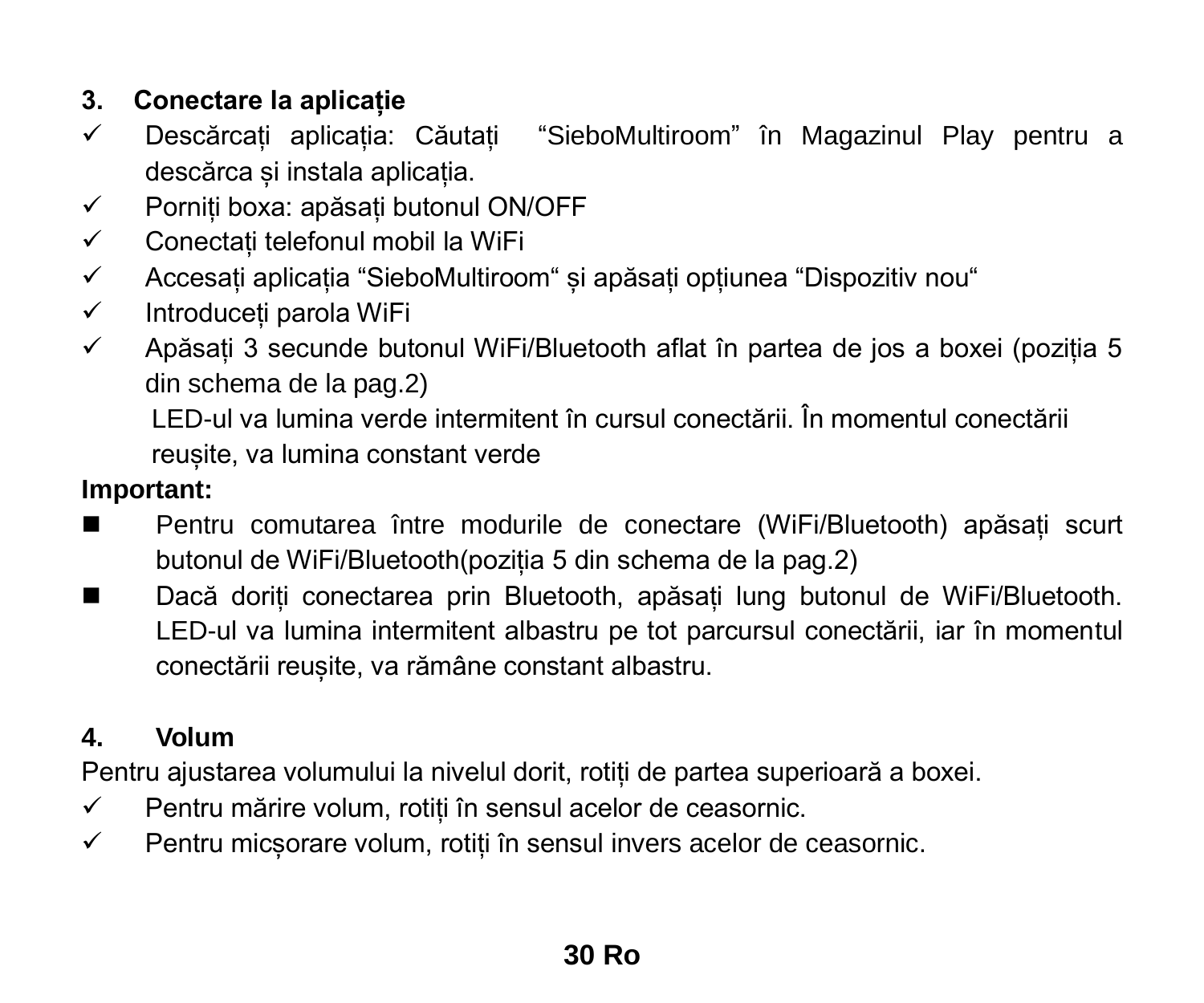## 3. Conectare la aplicație

- ✓ Descărcați aplicația: Căutați "SieboMultiroom" în Magazinul Play pentru a descărca și instala aplicația.
- ✓ Porniți boxa: apăsați butonul ON/OFF
- ✓ Conectați telefonul mobil la WiFi
- ✓ Accesați aplicația "SieboMultiroom" și apăsați opțiunea "Dispozitiv nou"
- ✓ Introduceți parola WiFi
- ✓ Apăsați 3 secunde butonul WiFi/Bluetooth aflat în partea de jos a boxei (poziția 5 din schema de la pag.2)

  LED-ul va lumina verde intermitent în cursul conectării. În momentul conectării reușite, va lumina constant verde

**Important:**

- ■ Pentru comutarea între modurile de conectare (WiFi/Bluetooth) apăsați scurt butonul de WiFi/Bluetooth(poziția 5 din schema de la pag.2)
- ■ Dacă doriți conectarea prin Bluetooth, apăsați lung butonul de WiFi/Bluetooth. LED-ul va lumina intermitent albastru pe tot parcursul conectării, iar în momentul conectării reușite, va rămâne constant albastru.

## 4. Volum

Pentru ajustarea volumului la nivelul dorit, rotiți de partea superioară a boxei.

- ✓ Pentru mărire volum, rotiți în sensul acelor de ceasornic.
- ✓ Pentru micșorare volum, rotiți în sensul invers acelor de ceasornic.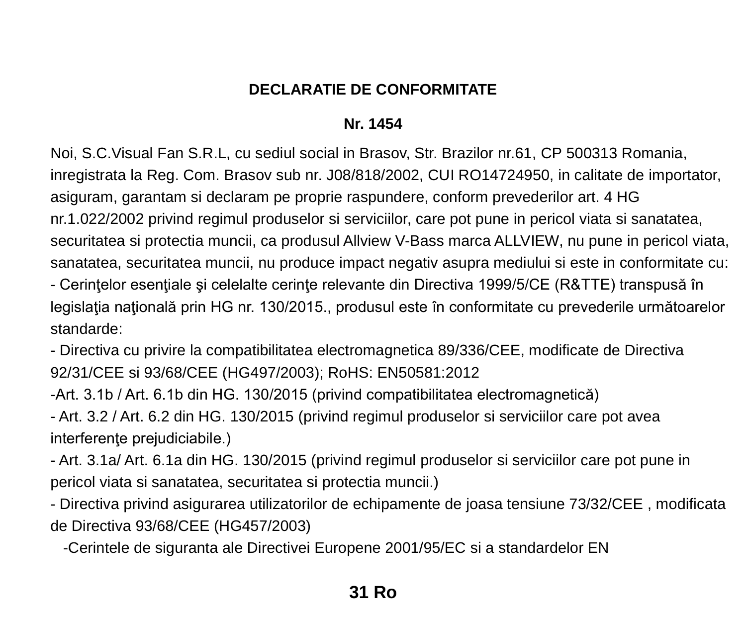# DECLARATIE DE CONFORMITATE

**Nr. 1454**

Noi, S.C.Visual Fan S.R.L, cu sediul social in Brasov, Str. Brazilor nr.61, CP 500313 Romania, inregistrata la Reg. Com. Brasov sub nr. J08/818/2002, CUI RO14724950, in calitate de importator, asiguram, garantam si declaram pe proprie raspundere, conform prevederilor art. 4 HG nr.1.022/2002 privind regimul produselor si serviciilor, care pot pune in pericol viata si sanatatea, securitatea si protectia muncii, ca produsul Allview V-Bass marca ALLVIEW, nu pune in pericol viata, sanatatea, securitatea muncii, nu produce impact negativ asupra mediului si este in conformitate cu:

- Cerinţelor esenţiale şi celelalte cerinţe relevante din Directiva 1999/5/CE (R&TTE) transpusă în legislaţia naţională prin HG nr. 130/2015., produsul este în conformitate cu prevederile următoarelor standarde:
- Directiva cu privire la compatibilitatea electromagnetica 89/336/CEE, modificate de Directiva 92/31/CEE si 93/68/CEE (HG497/2003); RoHS: EN50581:2012
- Art. 3.1b / Art. 6.1b din HG. 130/2015 (privind compatibilitatea electromagnetică)
- Art. 3.2 / Art. 6.2 din HG. 130/2015 (privind regimul produselor si serviciilor care pot avea interferenţe prejudiciabile.)
- Art. 3.1a/ Art. 6.1a din HG. 130/2015 (privind regimul produselor si serviciilor care pot pune in pericol viata si sanatatea, securitatea si protectia muncii.)
- Directiva privind asigurarea utilizatorilor de echipamente de joasa tensiune 73/32/CEE , modificata de Directiva 93/68/CEE (HG457/2003)
- Cerintele de siguranta ale Directivei Europene 2001/95/EC si a standardelor EN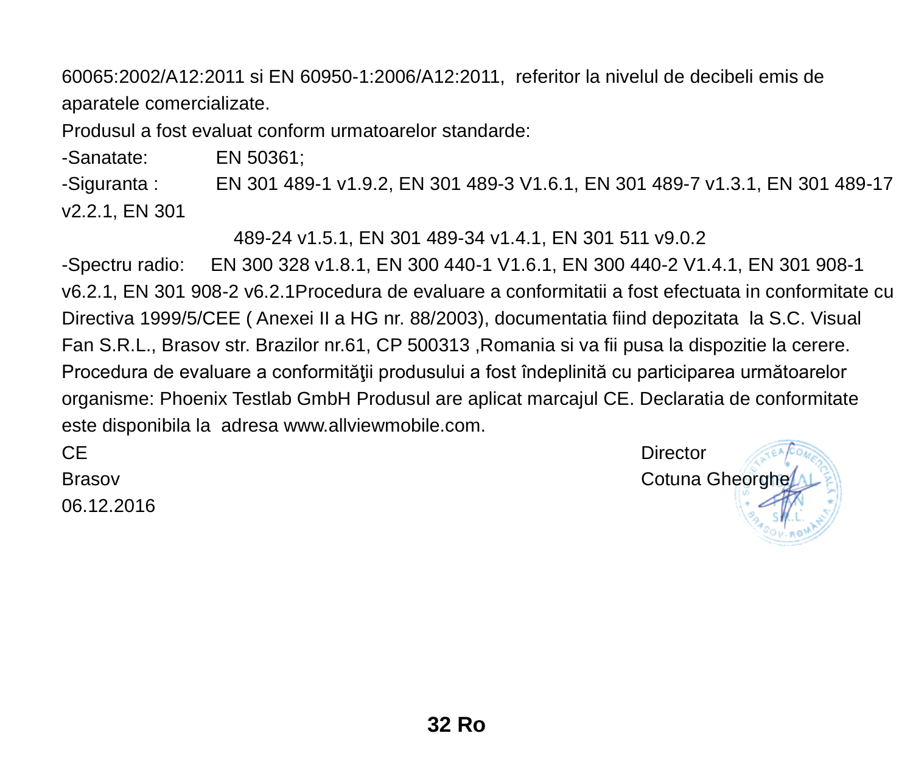60065:2002/A12:2011 si EN 60950-1:2006/A12:2011, referitor la nivelul de decibeli emis de aparatele comercializate.

Produsul a fost evaluat conform urmatoarelor standarde:

-Sanatate: EN 50361;

-Siguranta : EN 301 489-1 v1.9.2, EN 301 489-3 V1.6.1, EN 301 489-7 v1.3.1, EN 301 489-17 v2.2.1, EN 301 489-24 v1.5.1, EN 301 489-34 v1.4.1, EN 301 511 v9.0.2

-Spectru radio: EN 300 328 v1.8.1, EN 300 440-1 V1.6.1, EN 300 440-2 V1.4.1, EN 301 908-1 v6.2.1, EN 301 908-2 v6.2.1Procedura de evaluare a conformitatii a fost efectuata in conformitate cu Directiva 1999/5/CEE ( Anexei II a HG nr. 88/2003), documentatia fiind depozitata la S.C. Visual Fan S.R.L., Brasov str. Brazilor nr.61, CP 500313 ,Romania si va fii pusa la dispozitie la cerere. Procedura de evaluare a conformităţii produsului a fost îndeplinită cu participarea următoarelor organisme: Phoenix Testlab GmbH Produsul are aplicat marcajul CE. Declaratia de conformitate este disponibila la adresa www.allviewmobile.com.

CE

Brasov

06.12.2016

Director

Cotuna Gheorghe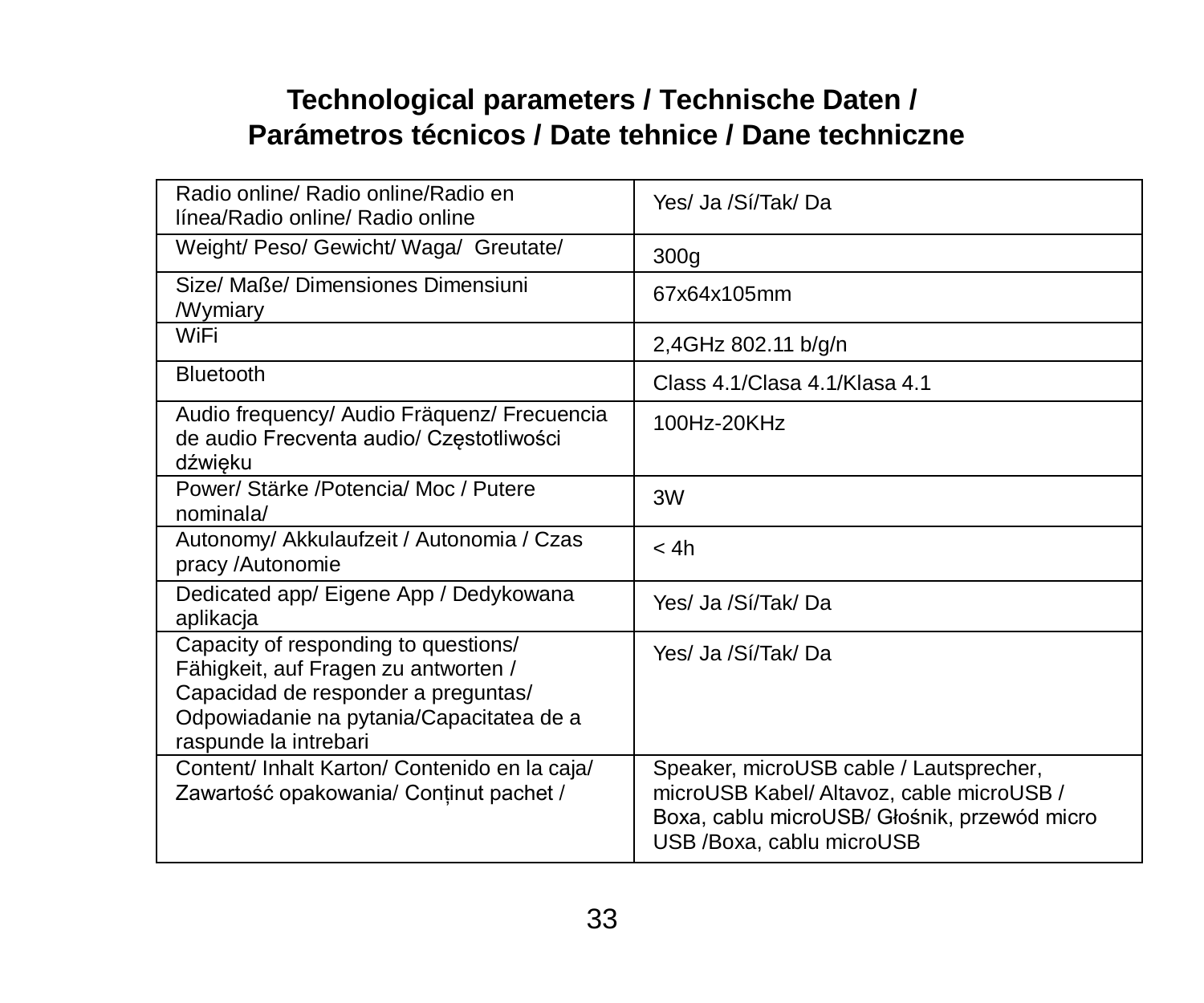## Technological parameters / Technische Daten / Parámetros técnicos / Date tehnice / Dane techniczne

| | |
|---|---|
| Radio online/ Radio online/Radio en línea/Radio online/ Radio online | Yes/ Ja /Sí/Tak/ Da |
| Weight/ Peso/ Gewicht/ Waga/ Greutate/ | 300g |
| Size/ Maße/ Dimensiones Dimensiuni /Wymiary | 67x64x105mm |
| WiFi | 2,4GHz 802.11 b/g/n |
| Bluetooth | Class 4.1/Clasa 4.1/Klasa 4.1 |
| Audio frequency/ Audio Fräquenz/ Frecuencia de audio Frecventa audio/ Częstotliwości dźwięku | 100Hz-20KHz |
| Power/ Stärke /Potencia/ Moc / Putere nominala/ | 3W |
| Autonomy/ Akkulaufzeit / Autonomia / Czas pracy /Autonomie | < 4h |
| Dedicated app/ Eigene App / Dedykowana aplikacja | Yes/ Ja /Sí/Tak/ Da |
| Capacity of responding to questions/ Fähigkeit, auf Fragen zu antworten / Capacidad de responder a preguntas/ Odpowiadanie na pytania/Capacitatea de a raspunde la intrebari | Yes/ Ja /Sí/Tak/ Da |
| Content/ Inhalt Karton/ Contenido en la caja/ Zawartość opakowania/ Conținut pachet / | Speaker, microUSB cable / Lautsprecher, microUSB Kabel/ Altavoz, cable microUSB / Boxa, cablu microUSB/ Głośnik, przewód micro USB /Boxa, cablu microUSB |